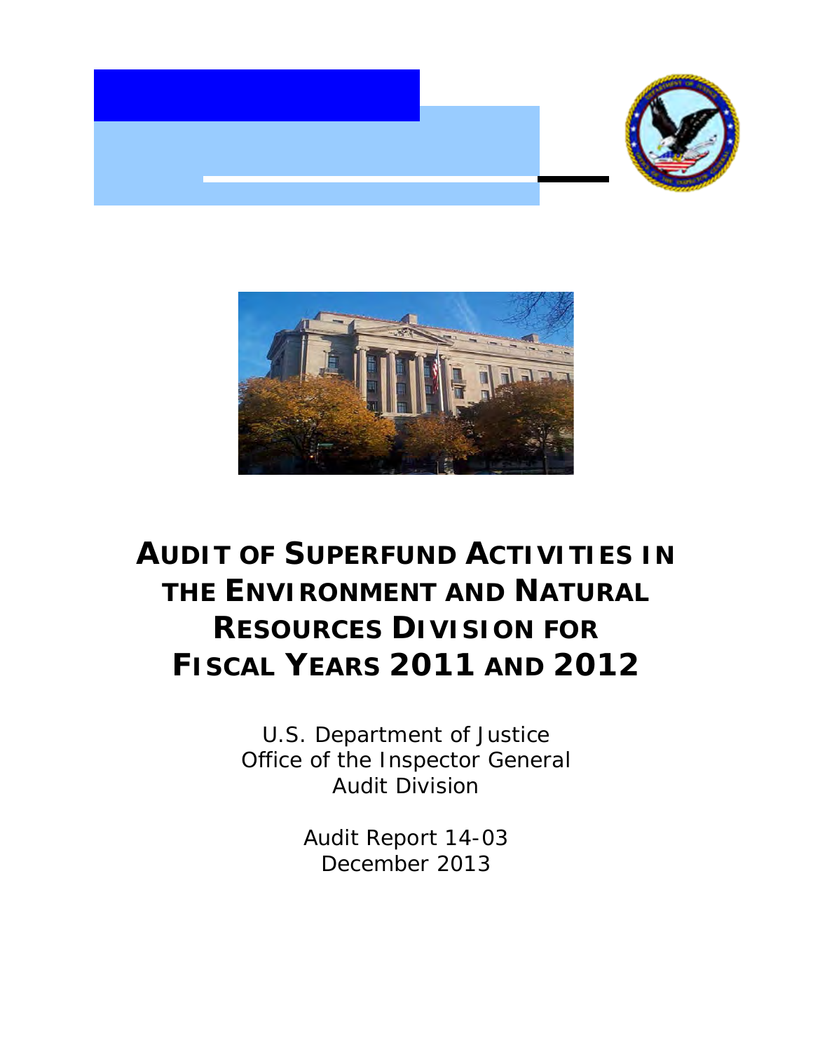# AUDIT OF SUPERFUND ACTIVITIES IN THE ENVIRONMENT AND NATURAL RESOURCES DIVISION FOR FISCAL YEARS 2011 AND 2012

U.S. Department of Justice
Office of the Inspector General
Audit Division

Audit Report 14-03
December 2013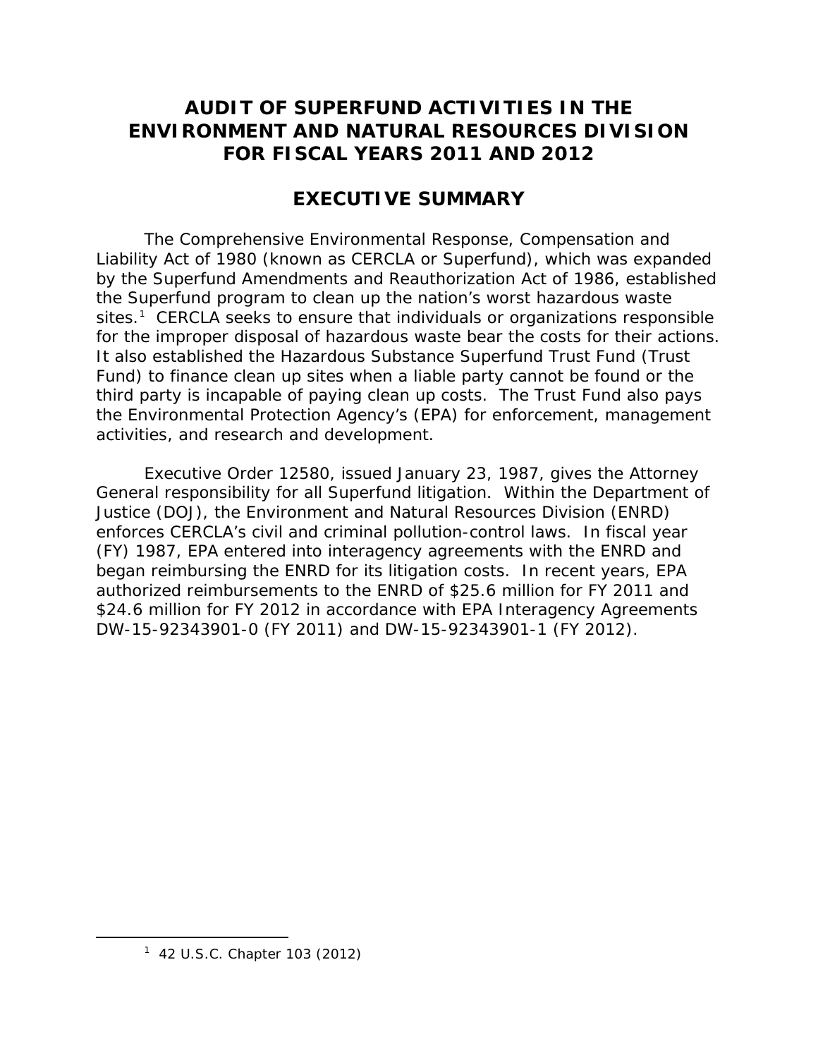# AUDIT OF SUPERFUND ACTIVITIES IN THE ENVIRONMENT AND NATURAL RESOURCES DIVISION FOR FISCAL YEARS 2011 AND 2012

## EXECUTIVE SUMMARY

The Comprehensive Environmental Response, Compensation and Liability Act of 1980 (known as CERCLA or Superfund), which was expanded by the Superfund Amendments and Reauthorization Act of 1986, established the Superfund program to clean up the nation's worst hazardous waste sites.[1] CERCLA seeks to ensure that individuals or organizations responsible for the improper disposal of hazardous waste bear the costs for their actions. It also established the Hazardous Substance Superfund Trust Fund (Trust Fund) to finance clean up sites when a liable party cannot be found or the third party is incapable of paying clean up costs. The Trust Fund also pays the Environmental Protection Agency's (EPA) for enforcement, management activities, and research and development.

Executive Order 12580, issued January 23, 1987, gives the Attorney General responsibility for all Superfund litigation. Within the Department of Justice (DOJ), the Environment and Natural Resources Division (ENRD) enforces CERCLA's civil and criminal pollution-control laws. In fiscal year (FY) 1987, EPA entered into interagency agreements with the ENRD and began reimbursing the ENRD for its litigation costs. In recent years, EPA authorized reimbursements to the ENRD of $25.6 million for FY 2011 and $24.6 million for FY 2012 in accordance with EPA Interagency Agreements DW-15-92343901-0 (FY 2011) and DW-15-92343901-1 (FY 2012).

---

[1] 42 U.S.C. Chapter 103 (2012)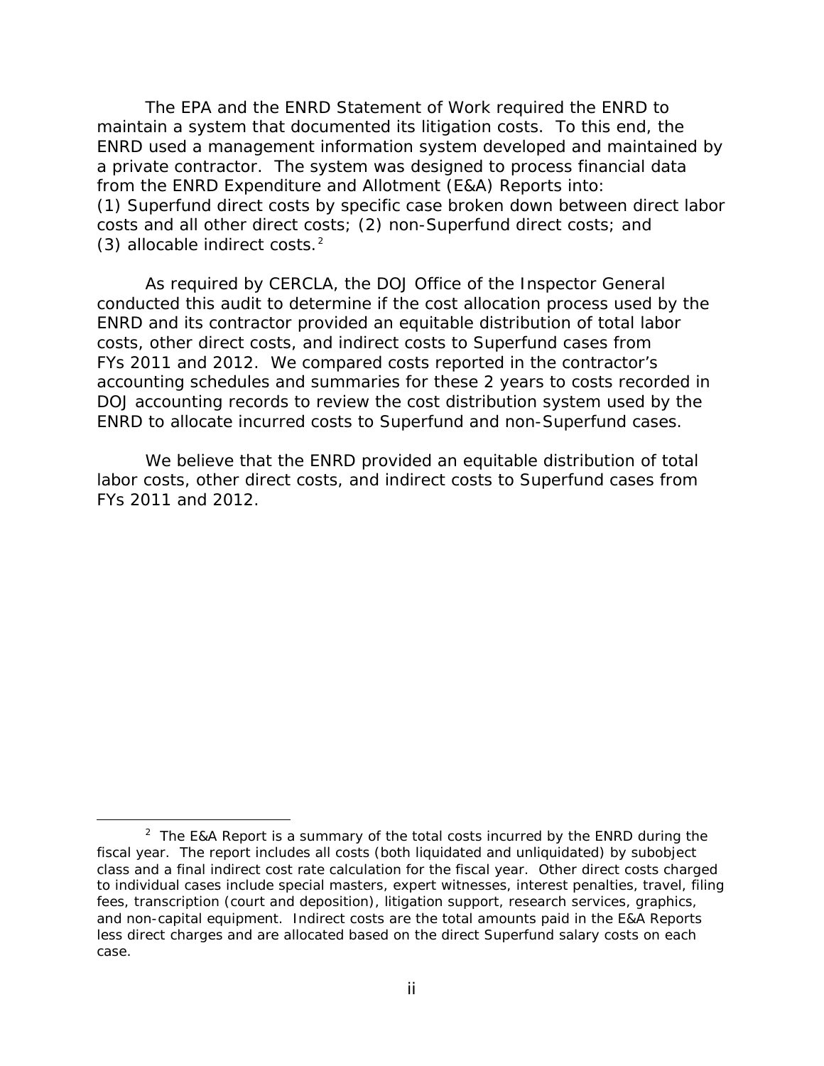The EPA and the ENRD Statement of Work required the ENRD to maintain a system that documented its litigation costs. To this end, the ENRD used a management information system developed and maintained by a private contractor. The system was designed to process financial data from the ENRD Expenditure and Allotment (E&A) Reports into: (1) Superfund direct costs by specific case broken down between direct labor costs and all other direct costs; (2) non-Superfund direct costs; and (3) allocable indirect costs.[2]

As required by CERCLA, the DOJ Office of the Inspector General conducted this audit to determine if the cost allocation process used by the ENRD and its contractor provided an equitable distribution of total labor costs, other direct costs, and indirect costs to Superfund cases from FYs 2011 and 2012. We compared costs reported in the contractor's accounting schedules and summaries for these 2 years to costs recorded in DOJ accounting records to review the cost distribution system used by the ENRD to allocate incurred costs to Superfund and non-Superfund cases.

We believe that the ENRD provided an equitable distribution of total labor costs, other direct costs, and indirect costs to Superfund cases from FYs 2011 and 2012.

---

[2] The E&A Report is a summary of the total costs incurred by the ENRD during the fiscal year. The report includes all costs (both liquidated and unliquidated) by subobject class and a final indirect cost rate calculation for the fiscal year. Other direct costs charged to individual cases include special masters, expert witnesses, interest penalties, travel, filing fees, transcription (court and deposition), litigation support, research services, graphics, and non-capital equipment. Indirect costs are the total amounts paid in the E&A Reports less direct charges and are allocated based on the direct Superfund salary costs on each case.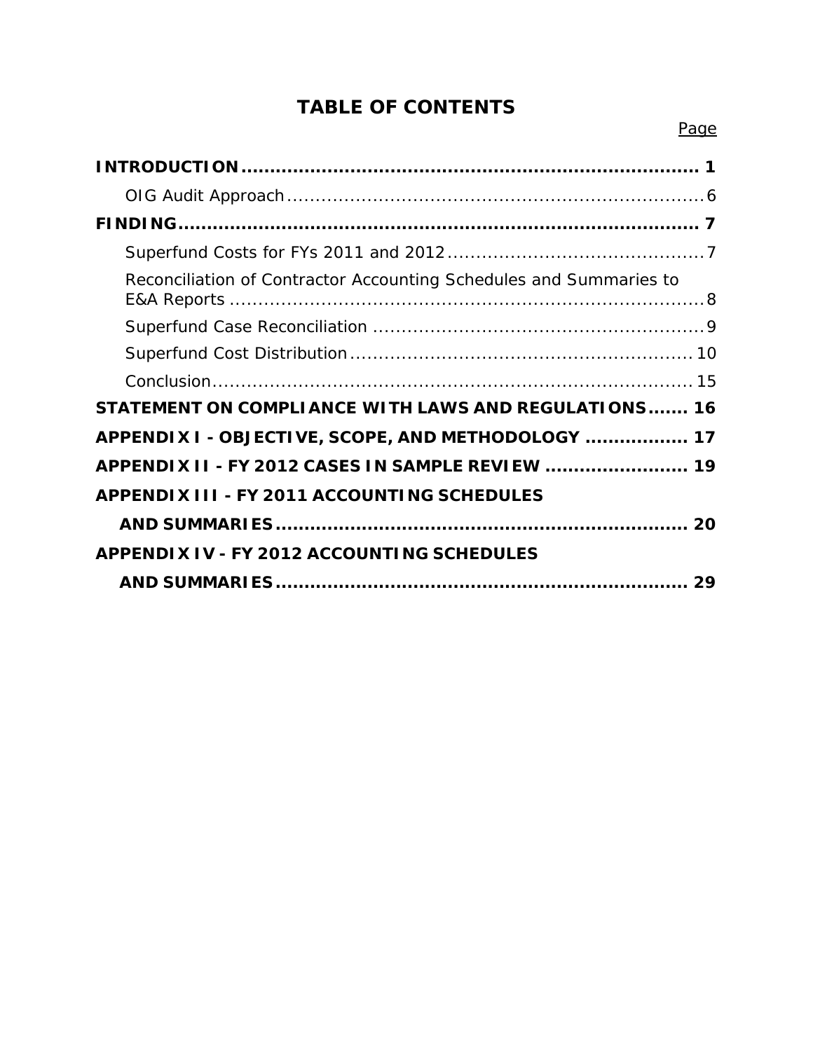# TABLE OF CONTENTS

| | Page |
|---|---|
| **INTRODUCTION** | **1** |
| OIG Audit Approach | 6 |
| **FINDING** | **7** |
| Superfund Costs for FYs 2011 and 2012 | 7 |
| Reconciliation of Contractor Accounting Schedules and Summaries to E&A Reports | 8 |
| Superfund Case Reconciliation | 9 |
| Superfund Cost Distribution | 10 |
| Conclusion | 15 |
| **STATEMENT ON COMPLIANCE WITH LAWS AND REGULATIONS** | **16** |
| **APPENDIX I - OBJECTIVE, SCOPE, AND METHODOLOGY** | **17** |
| **APPENDIX II - FY 2012 CASES IN SAMPLE REVIEW** | **19** |
| **APPENDIX III - FY 2011 ACCOUNTING SCHEDULES AND SUMMARIES** | **20** |
| **APPENDIX IV - FY 2012 ACCOUNTING SCHEDULES AND SUMMARIES** | **29** |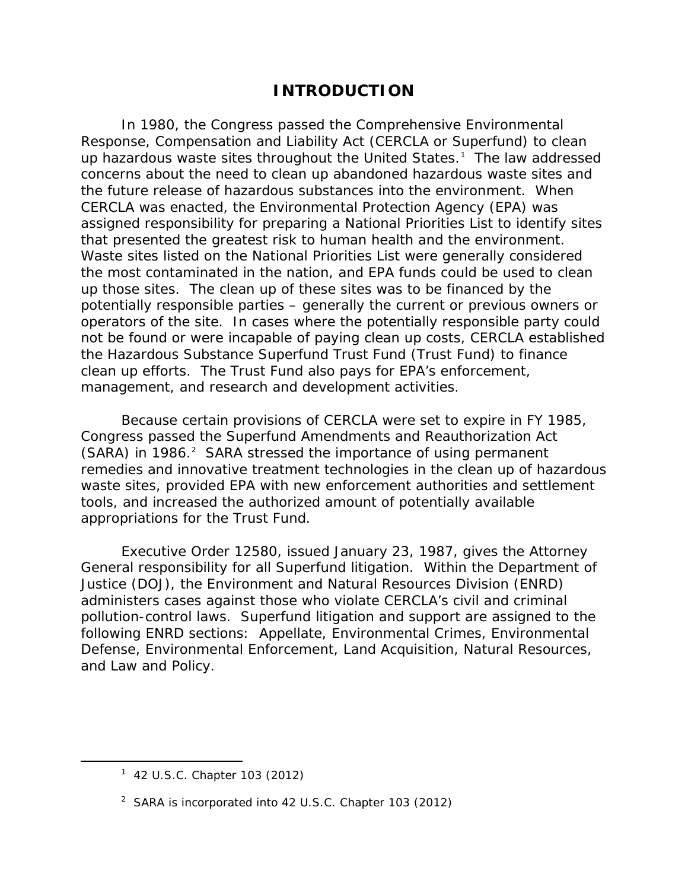# INTRODUCTION

In 1980, the Congress passed the Comprehensive Environmental Response, Compensation and Liability Act (CERCLA or Superfund) to clean up hazardous waste sites throughout the United States.[1] The law addressed concerns about the need to clean up abandoned hazardous waste sites and the future release of hazardous substances into the environment. When CERCLA was enacted, the Environmental Protection Agency (EPA) was assigned responsibility for preparing a National Priorities List to identify sites that presented the greatest risk to human health and the environment. Waste sites listed on the National Priorities List were generally considered the most contaminated in the nation, and EPA funds could be used to clean up those sites. The clean up of these sites was to be financed by the potentially responsible parties – generally the current or previous owners or operators of the site. In cases where the potentially responsible party could not be found or were incapable of paying clean up costs, CERCLA established the Hazardous Substance Superfund Trust Fund (Trust Fund) to finance clean up efforts. The Trust Fund also pays for EPA's enforcement, management, and research and development activities.

Because certain provisions of CERCLA were set to expire in FY 1985, Congress passed the Superfund Amendments and Reauthorization Act (SARA) in 1986.[2] SARA stressed the importance of using permanent remedies and innovative treatment technologies in the clean up of hazardous waste sites, provided EPA with new enforcement authorities and settlement tools, and increased the authorized amount of potentially available appropriations for the Trust Fund.

Executive Order 12580, issued January 23, 1987, gives the Attorney General responsibility for all Superfund litigation. Within the Department of Justice (DOJ), the Environment and Natural Resources Division (ENRD) administers cases against those who violate CERCLA's civil and criminal pollution-control laws. Superfund litigation and support are assigned to the following ENRD sections: Appellate, Environmental Crimes, Environmental Defense, Environmental Enforcement, Land Acquisition, Natural Resources, and Law and Policy.

---

[1] 42 U.S.C. Chapter 103 (2012)

[2] SARA is incorporated into 42 U.S.C. Chapter 103 (2012)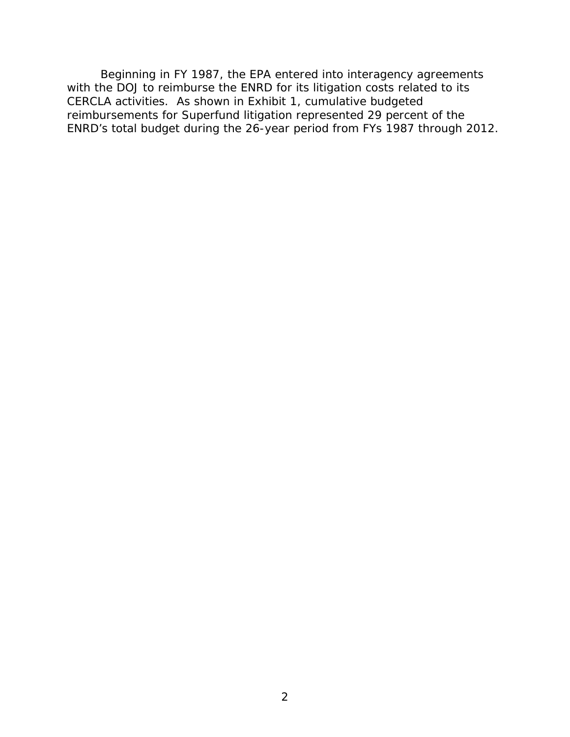Beginning in FY 1987, the EPA entered into interagency agreements with the DOJ to reimburse the ENRD for its litigation costs related to its CERCLA activities. As shown in Exhibit 1, cumulative budgeted reimbursements for Superfund litigation represented 29 percent of the ENRD's total budget during the 26-year period from FYs 1987 through 2012.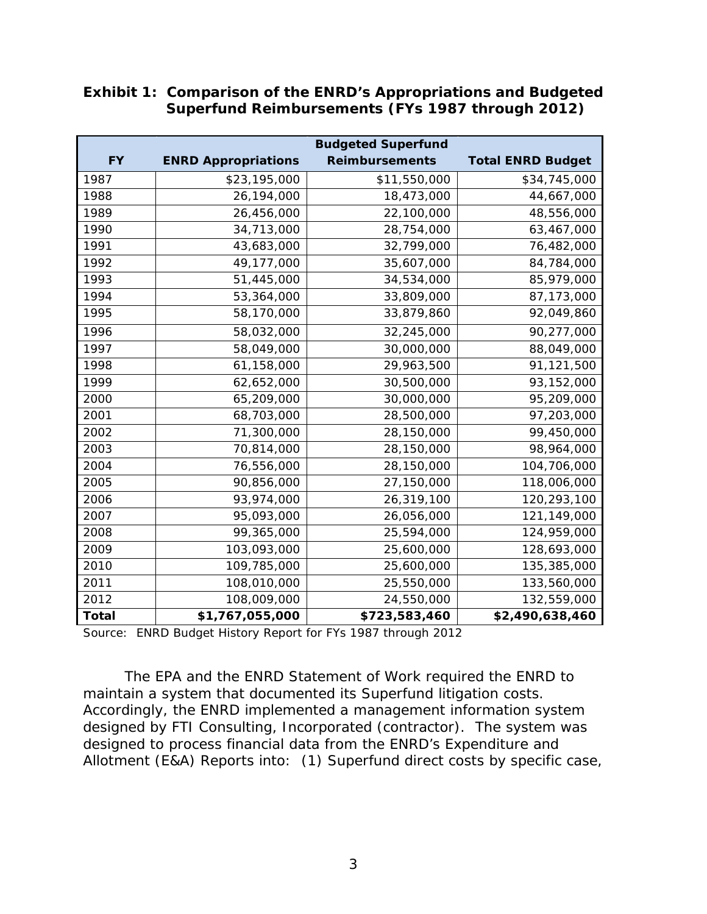**Exhibit 1: Comparison of the ENRD's Appropriations and Budgeted Superfund Reimbursements (FYs 1987 through 2012)**

| FY | ENRD Appropriations | Budgeted Superfund Reimbursements | Total ENRD Budget |
|---|---|---|---|
| 1987 | $23,195,000 | $11,550,000 | $34,745,000 |
| 1988 | 26,194,000 | 18,473,000 | 44,667,000 |
| 1989 | 26,456,000 | 22,100,000 | 48,556,000 |
| 1990 | 34,713,000 | 28,754,000 | 63,467,000 |
| 1991 | 43,683,000 | 32,799,000 | 76,482,000 |
| 1992 | 49,177,000 | 35,607,000 | 84,784,000 |
| 1993 | 51,445,000 | 34,534,000 | 85,979,000 |
| 1994 | 53,364,000 | 33,809,000 | 87,173,000 |
| 1995 | 58,170,000 | 33,879,860 | 92,049,860 |
| 1996 | 58,032,000 | 32,245,000 | 90,277,000 |
| 1997 | 58,049,000 | 30,000,000 | 88,049,000 |
| 1998 | 61,158,000 | 29,963,500 | 91,121,500 |
| 1999 | 62,652,000 | 30,500,000 | 93,152,000 |
| 2000 | 65,209,000 | 30,000,000 | 95,209,000 |
| 2001 | 68,703,000 | 28,500,000 | 97,203,000 |
| 2002 | 71,300,000 | 28,150,000 | 99,450,000 |
| 2003 | 70,814,000 | 28,150,000 | 98,964,000 |
| 2004 | 76,556,000 | 28,150,000 | 104,706,000 |
| 2005 | 90,856,000 | 27,150,000 | 118,006,000 |
| 2006 | 93,974,000 | 26,319,100 | 120,293,100 |
| 2007 | 95,093,000 | 26,056,000 | 121,149,000 |
| 2008 | 99,365,000 | 25,594,000 | 124,959,000 |
| 2009 | 103,093,000 | 25,600,000 | 128,693,000 |
| 2010 | 109,785,000 | 25,600,000 | 135,385,000 |
| 2011 | 108,010,000 | 25,550,000 | 133,560,000 |
| 2012 | 108,009,000 | 24,550,000 | 132,559,000 |
| **Total** | **$1,767,055,000** | **$723,583,460** | **$2,490,638,460** |

Source: ENRD Budget History Report for FYs 1987 through 2012

The EPA and the ENRD Statement of Work required the ENRD to maintain a system that documented its Superfund litigation costs. Accordingly, the ENRD implemented a management information system designed by FTI Consulting, Incorporated (contractor). The system was designed to process financial data from the ENRD's Expenditure and Allotment (E&A) Reports into: (1) Superfund direct costs by specific case,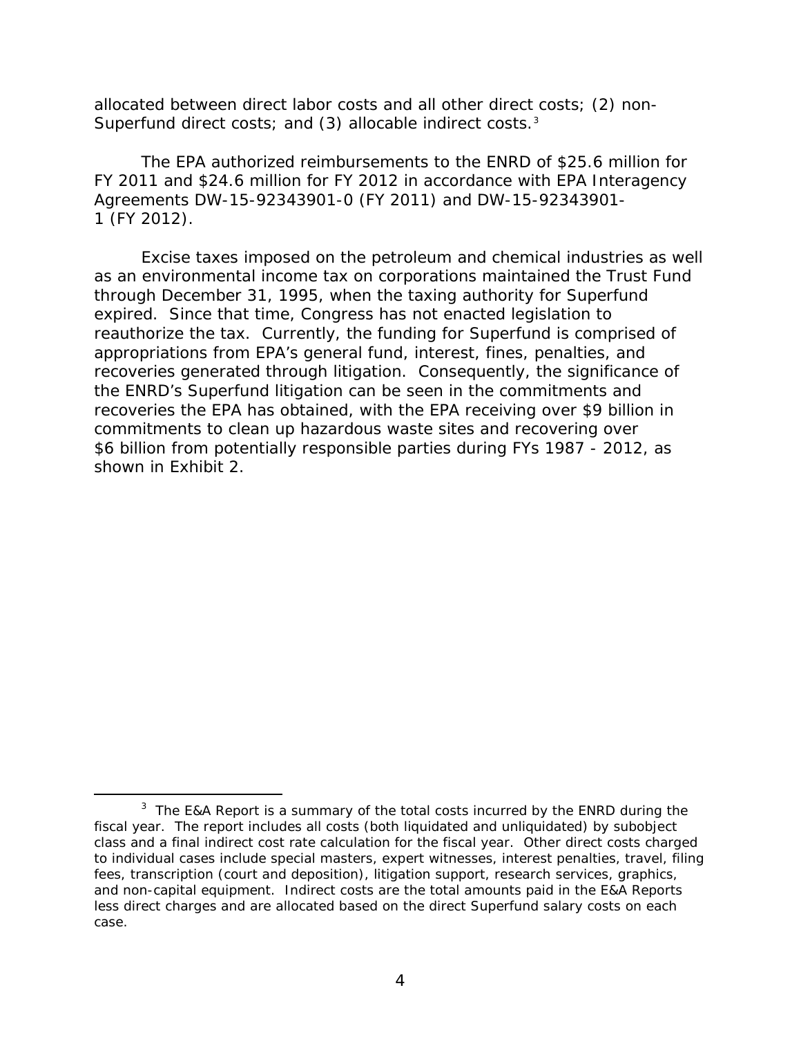allocated between direct labor costs and all other direct costs; (2) non-Superfund direct costs; and (3) allocable indirect costs.[3]

The EPA authorized reimbursements to the ENRD of $25.6 million for FY 2011 and $24.6 million for FY 2012 in accordance with EPA Interagency Agreements DW-15-92343901-0 (FY 2011) and DW-15-92343901-1 (FY 2012).

Excise taxes imposed on the petroleum and chemical industries as well as an environmental income tax on corporations maintained the Trust Fund through December 31, 1995, when the taxing authority for Superfund expired. Since that time, Congress has not enacted legislation to reauthorize the tax. Currently, the funding for Superfund is comprised of appropriations from EPA's general fund, interest, fines, penalties, and recoveries generated through litigation. Consequently, the significance of the ENRD's Superfund litigation can be seen in the commitments and recoveries the EPA has obtained, with the EPA receiving over $9 billion in commitments to clean up hazardous waste sites and recovering over $6 billion from potentially responsible parties during FYs 1987 - 2012, as shown in Exhibit 2.

---

[3] The E&A Report is a summary of the total costs incurred by the ENRD during the fiscal year. The report includes all costs (both liquidated and unliquidated) by subobject class and a final indirect cost rate calculation for the fiscal year. Other direct costs charged to individual cases include special masters, expert witnesses, interest penalties, travel, filing fees, transcription (court and deposition), litigation support, research services, graphics, and non-capital equipment. Indirect costs are the total amounts paid in the E&A Reports less direct charges and are allocated based on the direct Superfund salary costs on each case.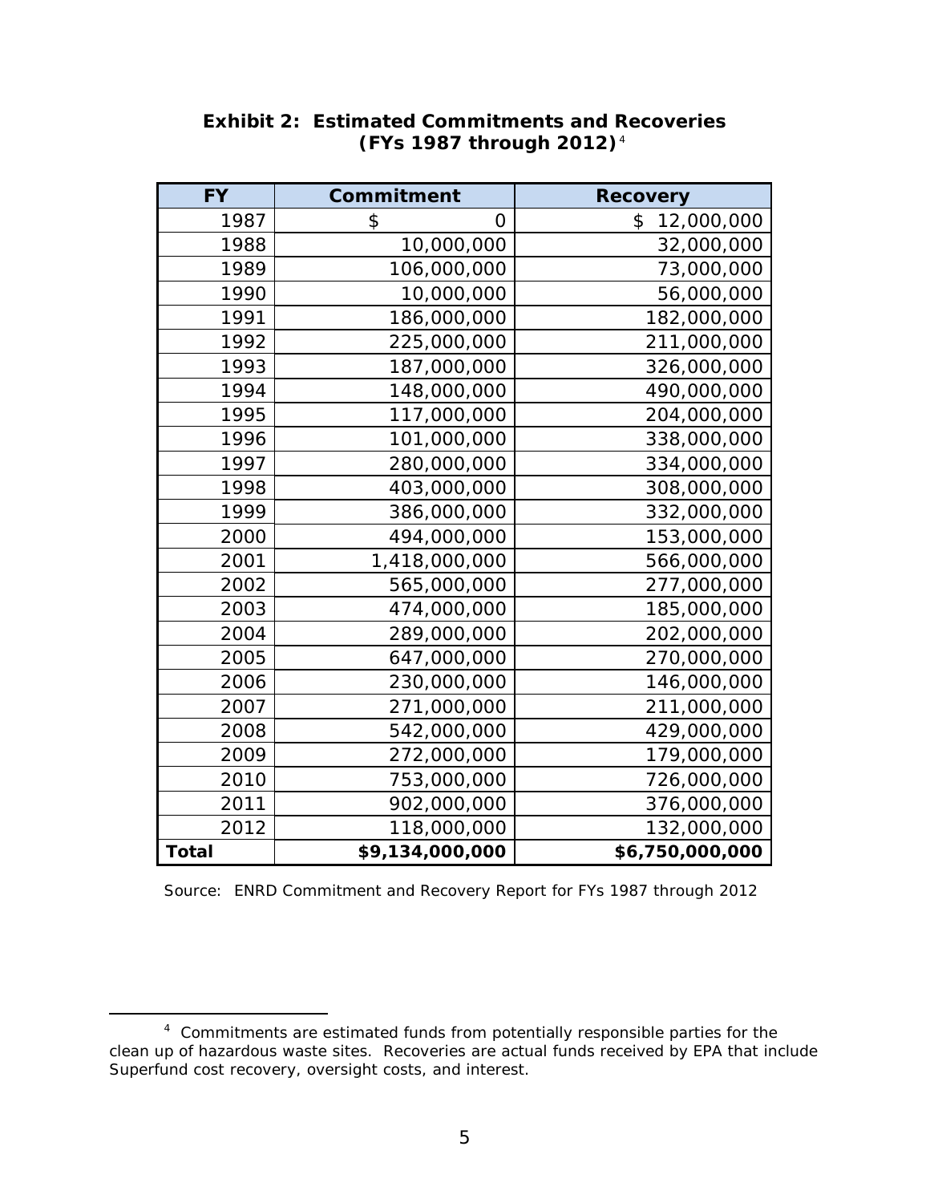**Exhibit 2: Estimated Commitments and Recoveries (FYs 1987 through 2012)**[4]

| FY | Commitment | Recovery |
|---|---|---|
| 1987 | $ 0 | $ 12,000,000 |
| 1988 | 10,000,000 | 32,000,000 |
| 1989 | 106,000,000 | 73,000,000 |
| 1990 | 10,000,000 | 56,000,000 |
| 1991 | 186,000,000 | 182,000,000 |
| 1992 | 225,000,000 | 211,000,000 |
| 1993 | 187,000,000 | 326,000,000 |
| 1994 | 148,000,000 | 490,000,000 |
| 1995 | 117,000,000 | 204,000,000 |
| 1996 | 101,000,000 | 338,000,000 |
| 1997 | 280,000,000 | 334,000,000 |
| 1998 | 403,000,000 | 308,000,000 |
| 1999 | 386,000,000 | 332,000,000 |
| 2000 | 494,000,000 | 153,000,000 |
| 2001 | 1,418,000,000 | 566,000,000 |
| 2002 | 565,000,000 | 277,000,000 |
| 2003 | 474,000,000 | 185,000,000 |
| 2004 | 289,000,000 | 202,000,000 |
| 2005 | 647,000,000 | 270,000,000 |
| 2006 | 230,000,000 | 146,000,000 |
| 2007 | 271,000,000 | 211,000,000 |
| 2008 | 542,000,000 | 429,000,000 |
| 2009 | 272,000,000 | 179,000,000 |
| 2010 | 753,000,000 | 726,000,000 |
| 2011 | 902,000,000 | 376,000,000 |
| 2012 | 118,000,000 | 132,000,000 |
| **Total** | **$9,134,000,000** | **$6,750,000,000** |

Source: ENRD Commitment and Recovery Report for FYs 1987 through 2012

[4] Commitments are estimated funds from potentially responsible parties for the clean up of hazardous waste sites. Recoveries are actual funds received by EPA that include Superfund cost recovery, oversight costs, and interest.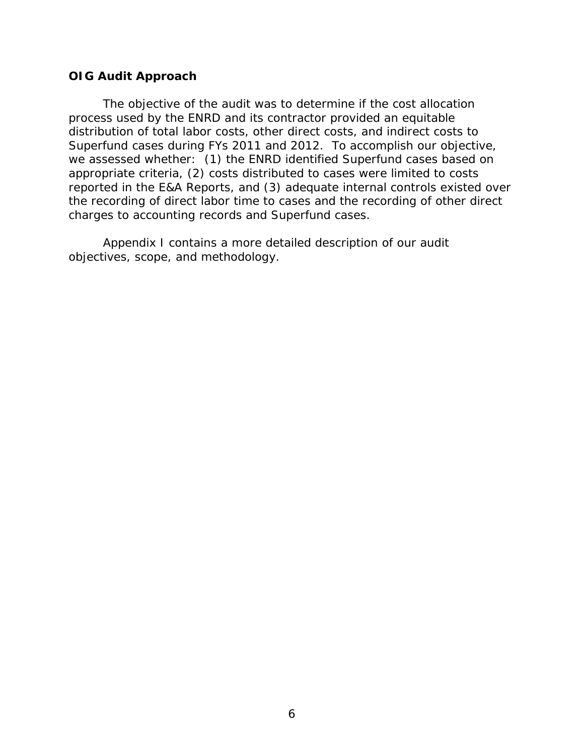### OIG Audit Approach

The objective of the audit was to determine if the cost allocation process used by the ENRD and its contractor provided an equitable distribution of total labor costs, other direct costs, and indirect costs to Superfund cases during FYs 2011 and 2012. To accomplish our objective, we assessed whether: (1) the ENRD identified Superfund cases based on appropriate criteria, (2) costs distributed to cases were limited to costs reported in the E&A Reports, and (3) adequate internal controls existed over the recording of direct labor time to cases and the recording of other direct charges to accounting records and Superfund cases.

Appendix I contains a more detailed description of our audit objectives, scope, and methodology.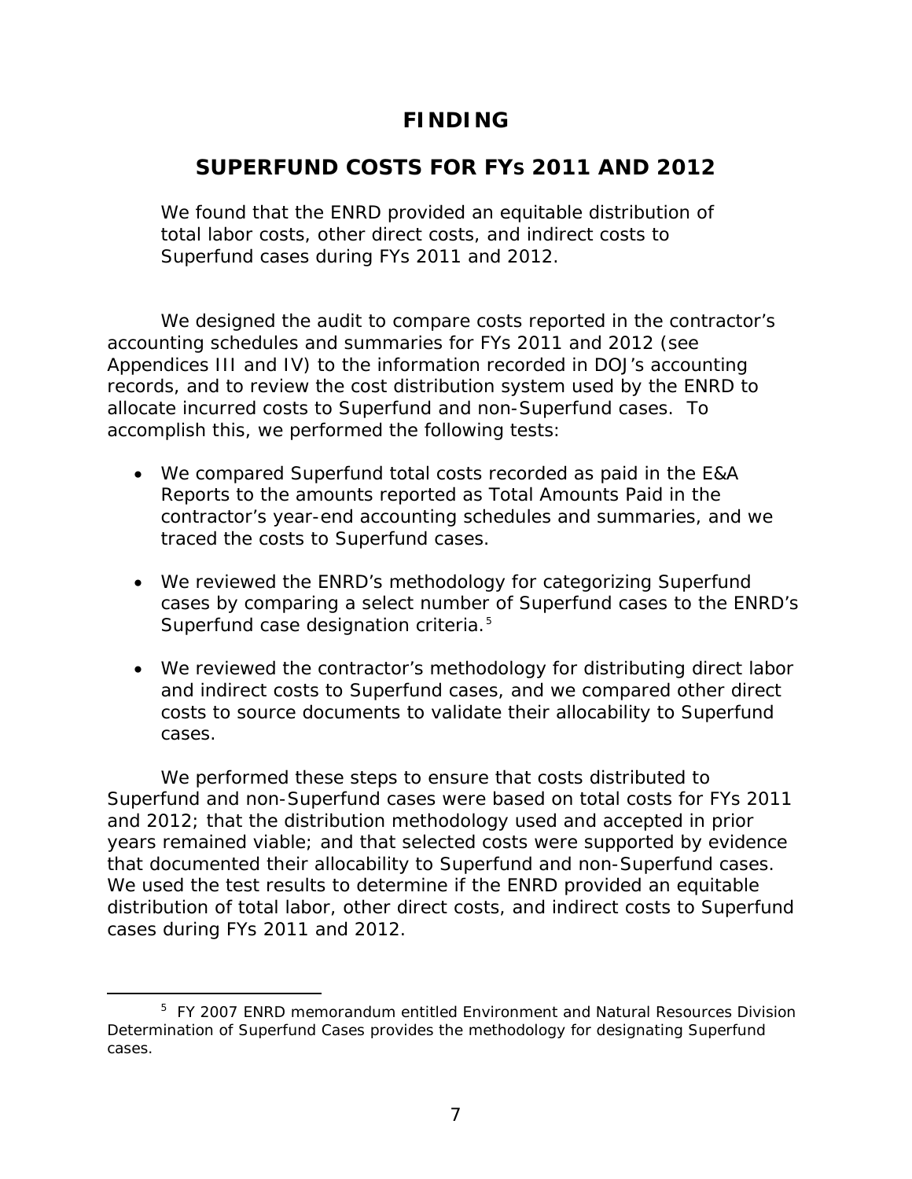# FINDING

## SUPERFUND COSTS FOR FYS 2011 AND 2012

**We found that the ENRD provided an equitable distribution of total labor costs, other direct costs, and indirect costs to Superfund cases during FYs 2011 and 2012.**

We designed the audit to compare costs reported in the contractor's accounting schedules and summaries for FYs 2011 and 2012 (see Appendices III and IV) to the information recorded in DOJ's accounting records, and to review the cost distribution system used by the ENRD to allocate incurred costs to Superfund and non-Superfund cases. To accomplish this, we performed the following tests:

- We compared Superfund total costs recorded as paid in the E&A Reports to the amounts reported as Total Amounts Paid in the contractor's year-end accounting schedules and summaries, and we traced the costs to Superfund cases.
- We reviewed the ENRD's methodology for categorizing Superfund cases by comparing a select number of Superfund cases to the ENRD's Superfund case designation criteria.[5]
- We reviewed the contractor's methodology for distributing direct labor and indirect costs to Superfund cases, and we compared other direct costs to source documents to validate their allocability to Superfund cases.

We performed these steps to ensure that costs distributed to Superfund and non-Superfund cases were based on total costs for FYs 2011 and 2012; that the distribution methodology used and accepted in prior years remained viable; and that selected costs were supported by evidence that documented their allocability to Superfund and non-Superfund cases. We used the test results to determine if the ENRD provided an equitable distribution of total labor, other direct costs, and indirect costs to Superfund cases during FYs 2011 and 2012.

---

[5] FY 2007 ENRD memorandum entitled Environment and Natural Resources Division Determination of Superfund Cases provides the methodology for designating Superfund cases.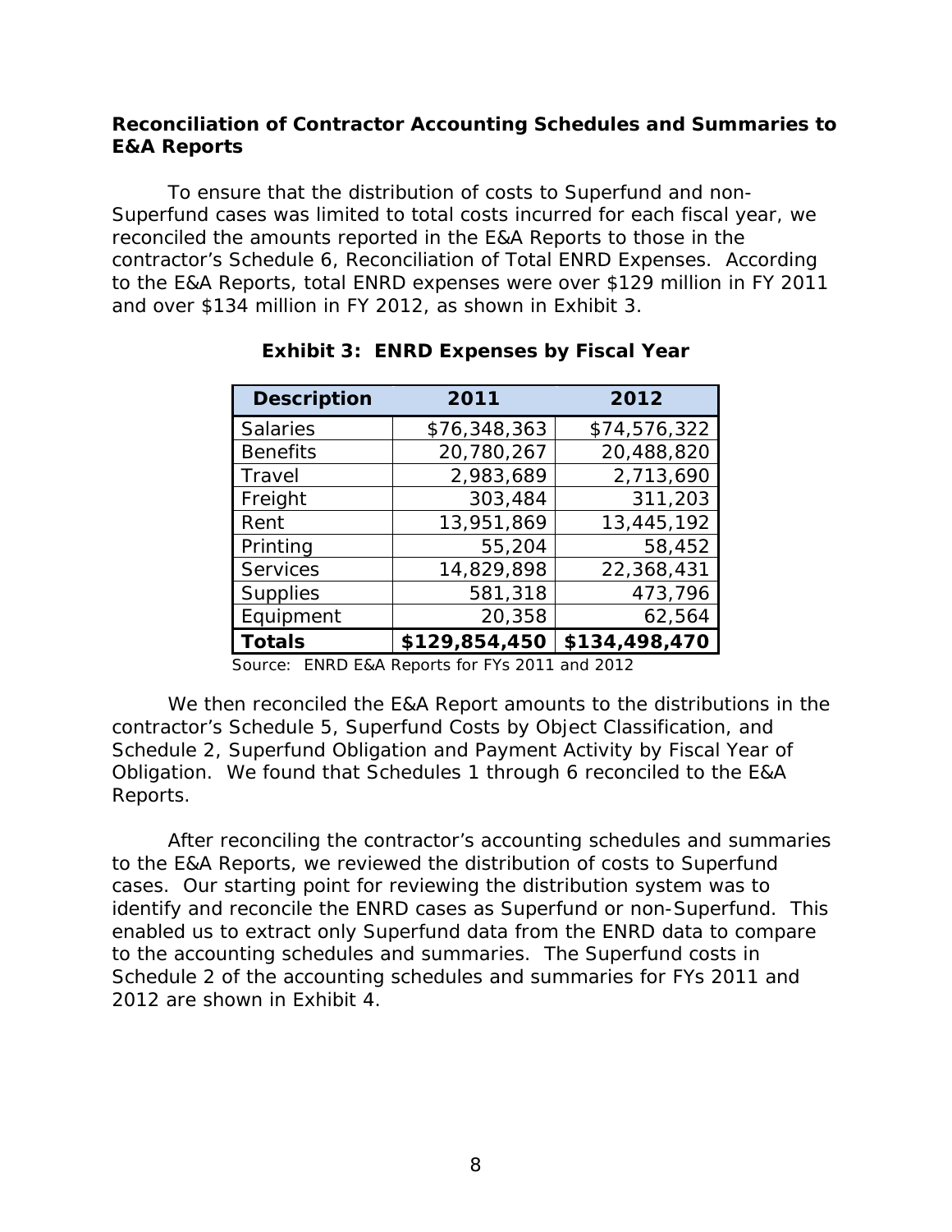**Reconciliation of Contractor Accounting Schedules and Summaries to E&A Reports**

To ensure that the distribution of costs to Superfund and non-Superfund cases was limited to total costs incurred for each fiscal year, we reconciled the amounts reported in the E&A Reports to those in the contractor's Schedule 6, Reconciliation of Total ENRD Expenses. According to the E&A Reports, total ENRD expenses were over $129 million in FY 2011 and over $134 million in FY 2012, as shown in Exhibit 3.

**Exhibit 3: ENRD Expenses by Fiscal Year**

| Description | 2011 | 2012 |
|---|---|---|
| Salaries | $76,348,363 | $74,576,322 |
| Benefits | 20,780,267 | 20,488,820 |
| Travel | 2,983,689 | 2,713,690 |
| Freight | 303,484 | 311,203 |
| Rent | 13,951,869 | 13,445,192 |
| Printing | 55,204 | 58,452 |
| Services | 14,829,898 | 22,368,431 |
| Supplies | 581,318 | 473,796 |
| Equipment | 20,358 | 62,564 |
| **Totals** | **$129,854,450** | **$134,498,470** |

Source: ENRD E&A Reports for FYs 2011 and 2012

We then reconciled the E&A Report amounts to the distributions in the contractor's Schedule 5, Superfund Costs by Object Classification, and Schedule 2, Superfund Obligation and Payment Activity by Fiscal Year of Obligation. We found that Schedules 1 through 6 reconciled to the E&A Reports.

After reconciling the contractor's accounting schedules and summaries to the E&A Reports, we reviewed the distribution of costs to Superfund cases. Our starting point for reviewing the distribution system was to identify and reconcile the ENRD cases as Superfund or non-Superfund. This enabled us to extract only Superfund data from the ENRD data to compare to the accounting schedules and summaries. The Superfund costs in Schedule 2 of the accounting schedules and summaries for FYs 2011 and 2012 are shown in Exhibit 4.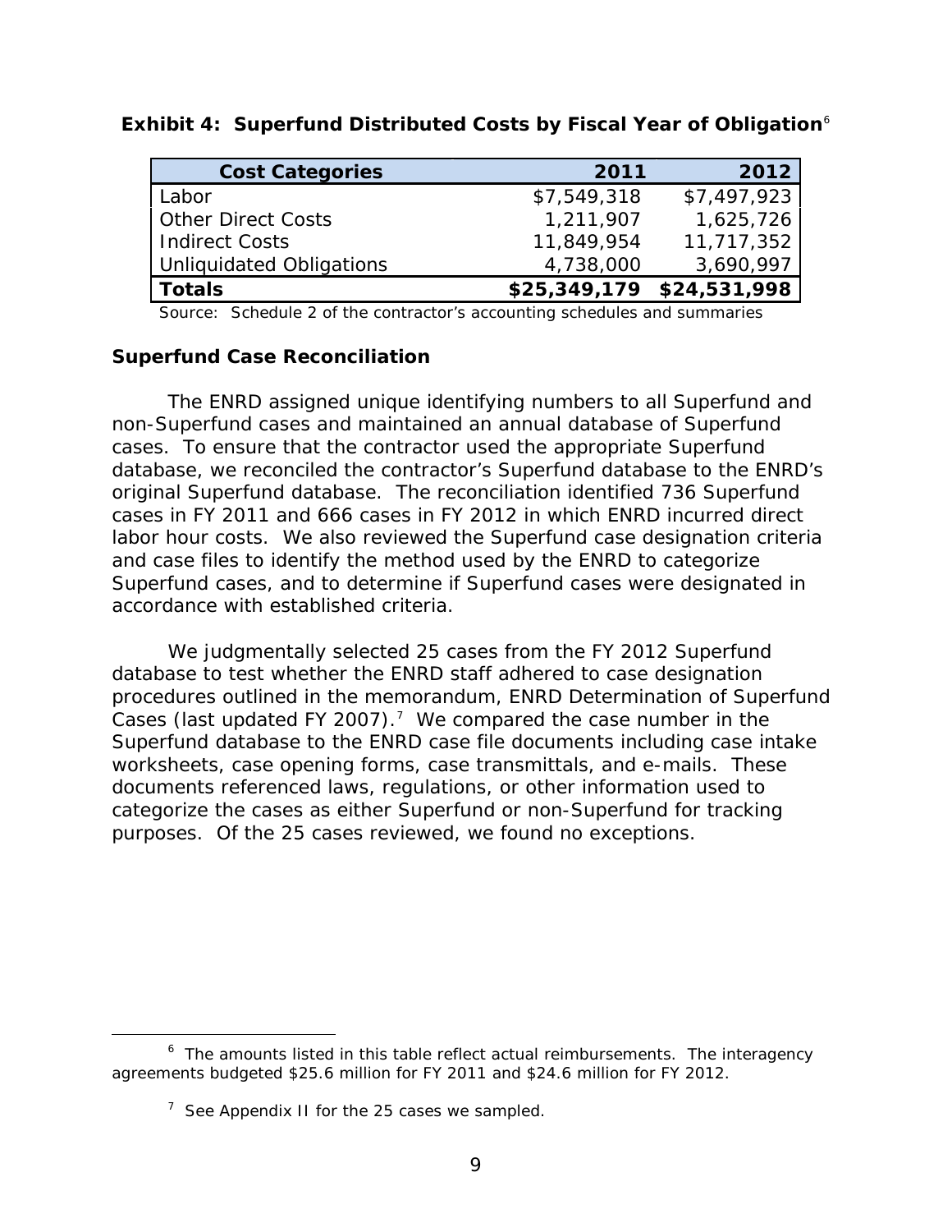**Exhibit 4: Superfund Distributed Costs by Fiscal Year of Obligation**[6]

| Cost Categories | 2011 | 2012 |
|---|---|---|
| Labor | $7,549,318 | $7,497,923 |
| Other Direct Costs | 1,211,907 | 1,625,726 |
| Indirect Costs | 11,849,954 | 11,717,352 |
| Unliquidated Obligations | 4,738,000 | 3,690,997 |
| **Totals** | **$25,349,179** | **$24,531,998** |

Source: Schedule 2 of the contractor's accounting schedules and summaries

### Superfund Case Reconciliation

The ENRD assigned unique identifying numbers to all Superfund and non-Superfund cases and maintained an annual database of Superfund cases. To ensure that the contractor used the appropriate Superfund database, we reconciled the contractor's Superfund database to the ENRD's original Superfund database. The reconciliation identified 736 Superfund cases in FY 2011 and 666 cases in FY 2012 in which ENRD incurred direct labor hour costs. We also reviewed the Superfund case designation criteria and case files to identify the method used by the ENRD to categorize Superfund cases, and to determine if Superfund cases were designated in accordance with established criteria.

We judgmentally selected 25 cases from the FY 2012 Superfund database to test whether the ENRD staff adhered to case designation procedures outlined in the memorandum, ENRD Determination of Superfund Cases (last updated FY 2007).[7] We compared the case number in the Superfund database to the ENRD case file documents including case intake worksheets, case opening forms, case transmittals, and e-mails. These documents referenced laws, regulations, or other information used to categorize the cases as either Superfund or non-Superfund for tracking purposes. Of the 25 cases reviewed, we found no exceptions.

---

[6] The amounts listed in this table reflect actual reimbursements. The interagency agreements budgeted $25.6 million for FY 2011 and $24.6 million for FY 2012.

[7] See Appendix II for the 25 cases we sampled.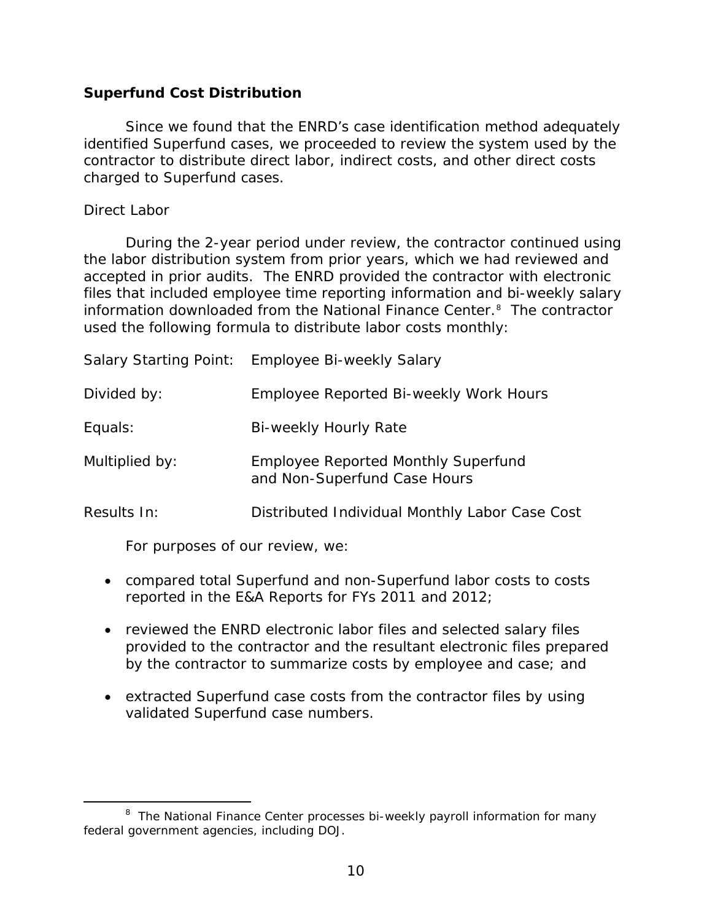## Superfund Cost Distribution

Since we found that the ENRD's case identification method adequately identified Superfund cases, we proceeded to review the system used by the contractor to distribute direct labor, indirect costs, and other direct costs charged to Superfund cases.

### Direct Labor

During the 2-year period under review, the contractor continued using the labor distribution system from prior years, which we had reviewed and accepted in prior audits. The ENRD provided the contractor with electronic files that included employee time reporting information and bi-weekly salary information downloaded from the National Finance Center.[8] The contractor used the following formula to distribute labor costs monthly:

| | |
|---|---|
| Salary Starting Point: | Employee Bi-weekly Salary |
| Divided by: | Employee Reported Bi-weekly Work Hours |
| Equals: | Bi-weekly Hourly Rate |
| Multiplied by: | Employee Reported Monthly Superfund and Non-Superfund Case Hours |
| Results In: | Distributed Individual Monthly Labor Case Cost |

For purposes of our review, we:

- compared total Superfund and non-Superfund labor costs to costs reported in the E&A Reports for FYs 2011 and 2012;
- reviewed the ENRD electronic labor files and selected salary files provided to the contractor and the resultant electronic files prepared by the contractor to summarize costs by employee and case; and
- extracted Superfund case costs from the contractor files by using validated Superfund case numbers.

[8] The National Finance Center processes bi-weekly payroll information for many federal government agencies, including DOJ.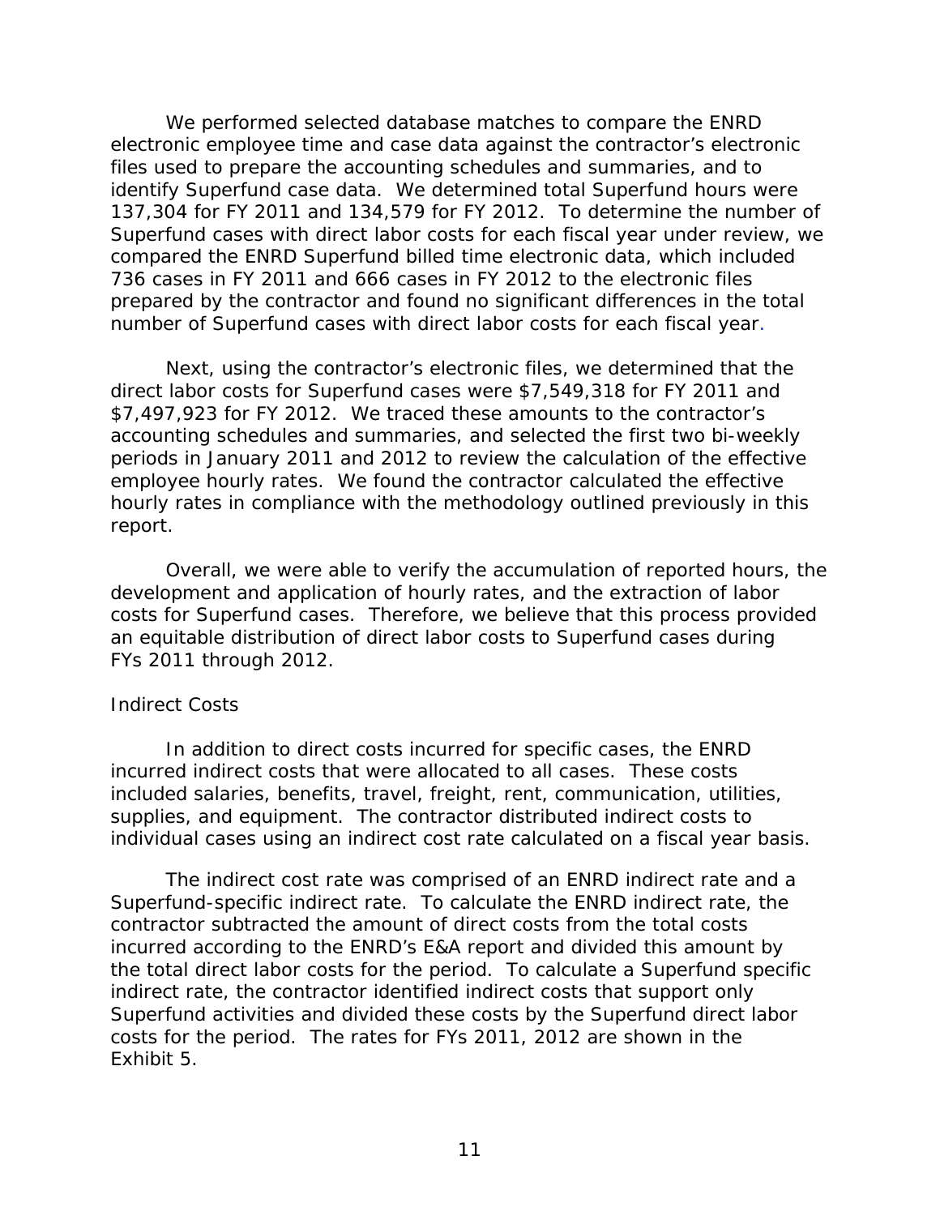We performed selected database matches to compare the ENRD electronic employee time and case data against the contractor's electronic files used to prepare the accounting schedules and summaries, and to identify Superfund case data. We determined total Superfund hours were 137,304 for FY 2011 and 134,579 for FY 2012. To determine the number of Superfund cases with direct labor costs for each fiscal year under review, we compared the ENRD Superfund billed time electronic data, which included 736 cases in FY 2011 and 666 cases in FY 2012 to the electronic files prepared by the contractor and found no significant differences in the total number of Superfund cases with direct labor costs for each fiscal year.

Next, using the contractor's electronic files, we determined that the direct labor costs for Superfund cases were $7,549,318 for FY 2011 and $7,497,923 for FY 2012. We traced these amounts to the contractor's accounting schedules and summaries, and selected the first two bi-weekly periods in January 2011 and 2012 to review the calculation of the effective employee hourly rates. We found the contractor calculated the effective hourly rates in compliance with the methodology outlined previously in this report.

Overall, we were able to verify the accumulation of reported hours, the development and application of hourly rates, and the extraction of labor costs for Superfund cases. Therefore, we believe that this process provided an equitable distribution of direct labor costs to Superfund cases during FYs 2011 through 2012.

## Indirect Costs

In addition to direct costs incurred for specific cases, the ENRD incurred indirect costs that were allocated to all cases. These costs included salaries, benefits, travel, freight, rent, communication, utilities, supplies, and equipment. The contractor distributed indirect costs to individual cases using an indirect cost rate calculated on a fiscal year basis.

The indirect cost rate was comprised of an ENRD indirect rate and a Superfund-specific indirect rate. To calculate the ENRD indirect rate, the contractor subtracted the amount of direct costs from the total costs incurred according to the ENRD's E&A report and divided this amount by the total direct labor costs for the period. To calculate a Superfund specific indirect rate, the contractor identified indirect costs that support only Superfund activities and divided these costs by the Superfund direct labor costs for the period. The rates for FYs 2011, 2012 are shown in the Exhibit 5.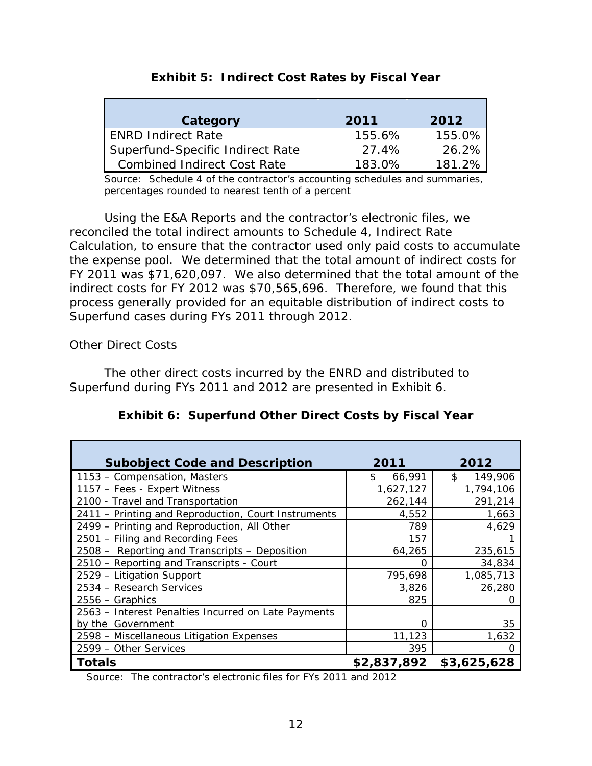**Exhibit 5: Indirect Cost Rates by Fiscal Year**

| Category | 2011 | 2012 |
|---|---|---|
| ENRD Indirect Rate | 155.6% | 155.0% |
| Superfund-Specific Indirect Rate | 27.4% | 26.2% |
| Combined Indirect Cost Rate | 183.0% | 181.2% |

Source: Schedule 4 of the contractor's accounting schedules and summaries, percentages rounded to nearest tenth of a percent

Using the E&A Reports and the contractor's electronic files, we reconciled the total indirect amounts to Schedule 4, Indirect Rate Calculation, to ensure that the contractor used only paid costs to accumulate the expense pool. We determined that the total amount of indirect costs for FY 2011 was $71,620,097. We also determined that the total amount of the indirect costs for FY 2012 was $70,565,696. Therefore, we found that this process generally provided for an equitable distribution of indirect costs to Superfund cases during FYs 2011 through 2012.

Other Direct Costs

The other direct costs incurred by the ENRD and distributed to Superfund during FYs 2011 and 2012 are presented in Exhibit 6.

**Exhibit 6: Superfund Other Direct Costs by Fiscal Year**

| Subobject Code and Description | 2011 | 2012 |
|---|---|---|
| 1153 – Compensation, Masters | $ 66,991 | $ 149,906 |
| 1157 – Fees - Expert Witness | 1,627,127 | 1,794,106 |
| 2100 - Travel and Transportation | 262,144 | 291,214 |
| 2411 – Printing and Reproduction, Court Instruments | 4,552 | 1,663 |
| 2499 – Printing and Reproduction, All Other | 789 | 4,629 |
| 2501 – Filing and Recording Fees | 157 | 1 |
| 2508 – Reporting and Transcripts – Deposition | 64,265 | 235,615 |
| 2510 – Reporting and Transcripts - Court | 0 | 34,834 |
| 2529 – Litigation Support | 795,698 | 1,085,713 |
| 2534 – Research Services | 3,826 | 26,280 |
| 2556 – Graphics | 825 | 0 |
| 2563 – Interest Penalties Incurred on Late Payments by the Government | 0 | 35 |
| 2598 – Miscellaneous Litigation Expenses | 11,123 | 1,632 |
| 2599 – Other Services | 395 | 0 |
| **Totals** | **$2,837,892** | **$3,625,628** |

Source: The contractor's electronic files for FYs 2011 and 2012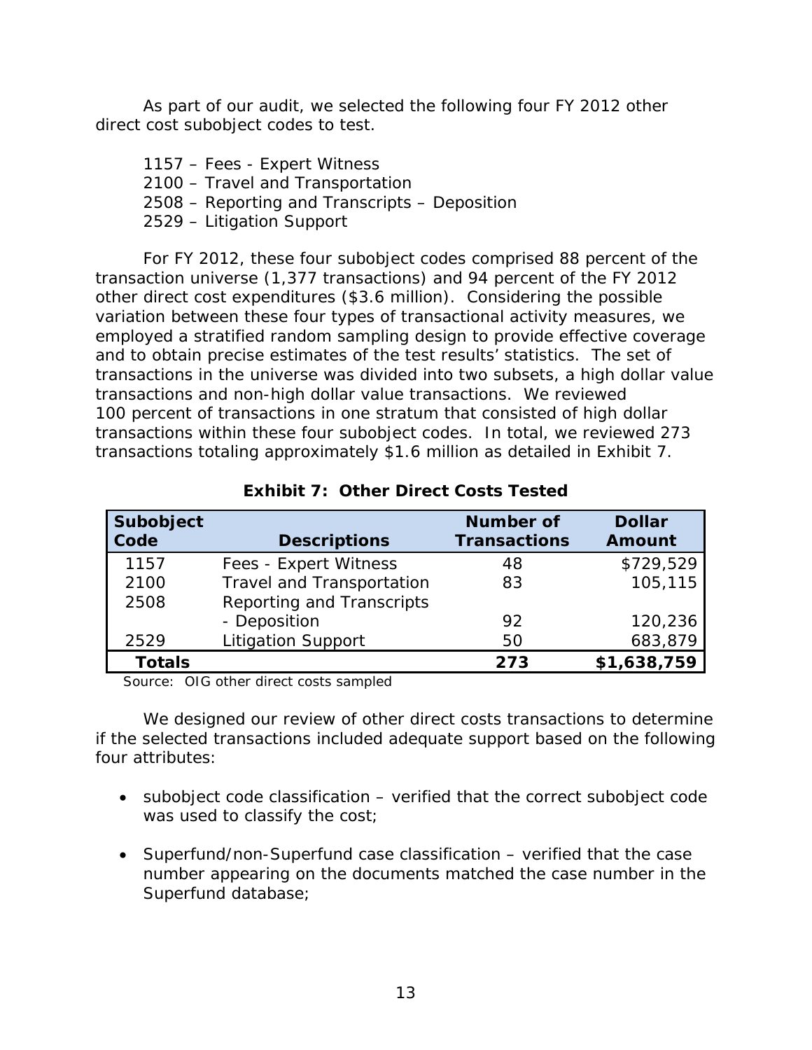As part of our audit, we selected the following four FY 2012 other direct cost subobject codes to test.

1157 – Fees - Expert Witness
2100 – Travel and Transportation
2508 – Reporting and Transcripts – Deposition
2529 – Litigation Support

For FY 2012, these four subobject codes comprised 88 percent of the transaction universe (1,377 transactions) and 94 percent of the FY 2012 other direct cost expenditures ($3.6 million). Considering the possible variation between these four types of transactional activity measures, we employed a stratified random sampling design to provide effective coverage and to obtain precise estimates of the test results' statistics. The set of transactions in the universe was divided into two subsets, a high dollar value transactions and non-high dollar value transactions. We reviewed 100 percent of transactions in one stratum that consisted of high dollar transactions within these four subobject codes. In total, we reviewed 273 transactions totaling approximately $1.6 million as detailed in Exhibit 7.

**Exhibit 7: Other Direct Costs Tested**

| Subobject Code | Descriptions | Number of Transactions | Dollar Amount |
|---|---|---|---|
| 1157 | Fees - Expert Witness | 48 | $729,529 |
| 2100 | Travel and Transportation | 83 | 105,115 |
| 2508 | Reporting and Transcripts - Deposition | 92 | 120,236 |
| 2529 | Litigation Support | 50 | 683,879 |
| **Totals** | | **273** | **$1,638,759** |

Source: OIG other direct costs sampled

We designed our review of other direct costs transactions to determine if the selected transactions included adequate support based on the following four attributes:

- subobject code classification – verified that the correct subobject code was used to classify the cost;
- Superfund/non-Superfund case classification – verified that the case number appearing on the documents matched the case number in the Superfund database;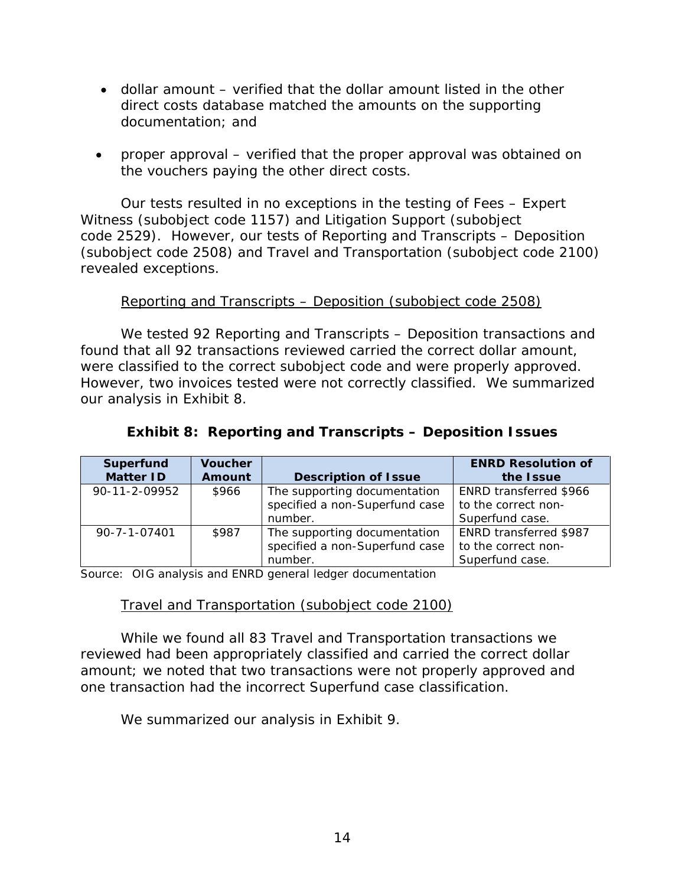- dollar amount – verified that the dollar amount listed in the other direct costs database matched the amounts on the supporting documentation; and

- proper approval – verified that the proper approval was obtained on the vouchers paying the other direct costs.

Our tests resulted in no exceptions in the testing of Fees – Expert Witness (subobject code 1157) and Litigation Support (subobject code 2529). However, our tests of Reporting and Transcripts – Deposition (subobject code 2508) and Travel and Transportation (subobject code 2100) revealed exceptions.

Reporting and Transcripts – Deposition (subobject code 2508)

We tested 92 Reporting and Transcripts – Deposition transactions and found that all 92 transactions reviewed carried the correct dollar amount, were classified to the correct subobject code and were properly approved. However, two invoices tested were not correctly classified. We summarized our analysis in Exhibit 8.

**Exhibit 8: Reporting and Transcripts – Deposition Issues**

| Superfund Matter ID | Voucher Amount | Description of Issue | ENRD Resolution of the Issue |
|---|---|---|---|
| 90-11-2-09952 | $966 | The supporting documentation specified a non-Superfund case number. | ENRD transferred $966 to the correct non-Superfund case. |
| 90-7-1-07401 | $987 | The supporting documentation specified a non-Superfund case number. | ENRD transferred $987 to the correct non-Superfund case. |

Source: OIG analysis and ENRD general ledger documentation

Travel and Transportation (subobject code 2100)

While we found all 83 Travel and Transportation transactions we reviewed had been appropriately classified and carried the correct dollar amount; we noted that two transactions were not properly approved and one transaction had the incorrect Superfund case classification.

We summarized our analysis in Exhibit 9.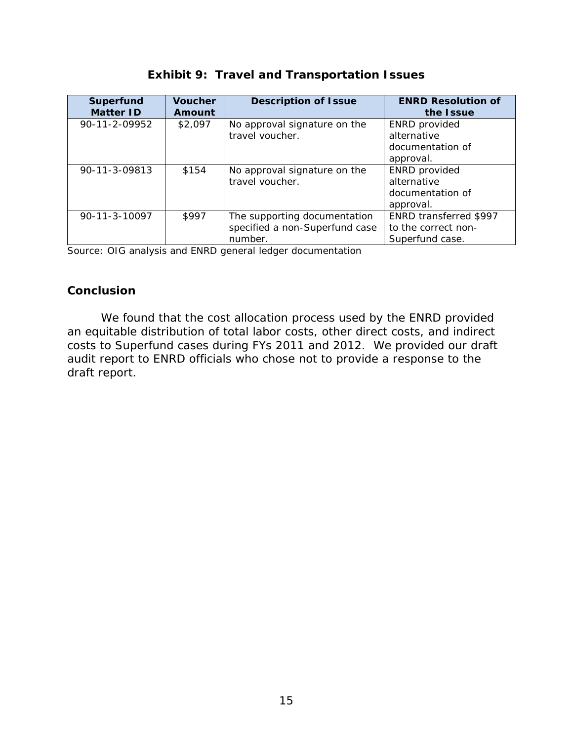**Exhibit 9: Travel and Transportation Issues**

| Superfund Matter ID | Voucher Amount | Description of Issue | ENRD Resolution of the Issue |
|---|---|---|---|
| 90-11-2-09952 | $2,097 | No approval signature on the travel voucher. | ENRD provided alternative documentation of approval. |
| 90-11-3-09813 | $154 | No approval signature on the travel voucher. | ENRD provided alternative documentation of approval. |
| 90-11-3-10097 | $997 | The supporting documentation specified a non-Superfund case number. | ENRD transferred $997 to the correct non-Superfund case. |

Source: OIG analysis and ENRD general ledger documentation

## Conclusion

We found that the cost allocation process used by the ENRD provided an equitable distribution of total labor costs, other direct costs, and indirect costs to Superfund cases during FYs 2011 and 2012. We provided our draft audit report to ENRD officials who chose not to provide a response to the draft report.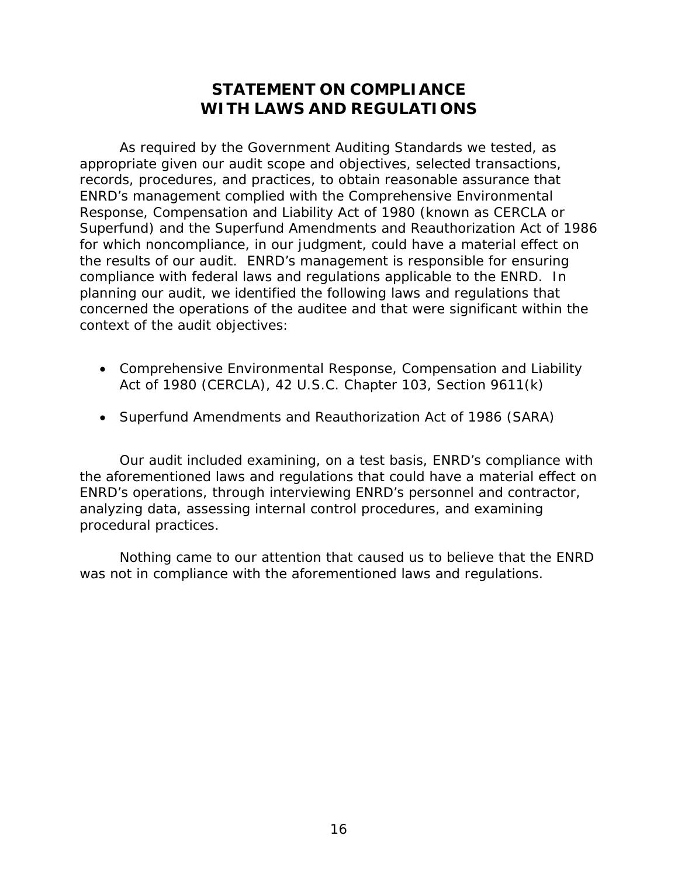# STATEMENT ON COMPLIANCE WITH LAWS AND REGULATIONS

As required by the Government Auditing Standards we tested, as appropriate given our audit scope and objectives, selected transactions, records, procedures, and practices, to obtain reasonable assurance that ENRD's management complied with the Comprehensive Environmental Response, Compensation and Liability Act of 1980 (known as CERCLA or Superfund) and the Superfund Amendments and Reauthorization Act of 1986 for which noncompliance, in our judgment, could have a material effect on the results of our audit. ENRD's management is responsible for ensuring compliance with federal laws and regulations applicable to the ENRD. In planning our audit, we identified the following laws and regulations that concerned the operations of the auditee and that were significant within the context of the audit objectives:

- Comprehensive Environmental Response, Compensation and Liability Act of 1980 (CERCLA), 42 U.S.C. Chapter 103, Section 9611(k)
- Superfund Amendments and Reauthorization Act of 1986 (SARA)

Our audit included examining, on a test basis, ENRD's compliance with the aforementioned laws and regulations that could have a material effect on ENRD's operations, through interviewing ENRD's personnel and contractor, analyzing data, assessing internal control procedures, and examining procedural practices.

Nothing came to our attention that caused us to believe that the ENRD was not in compliance with the aforementioned laws and regulations.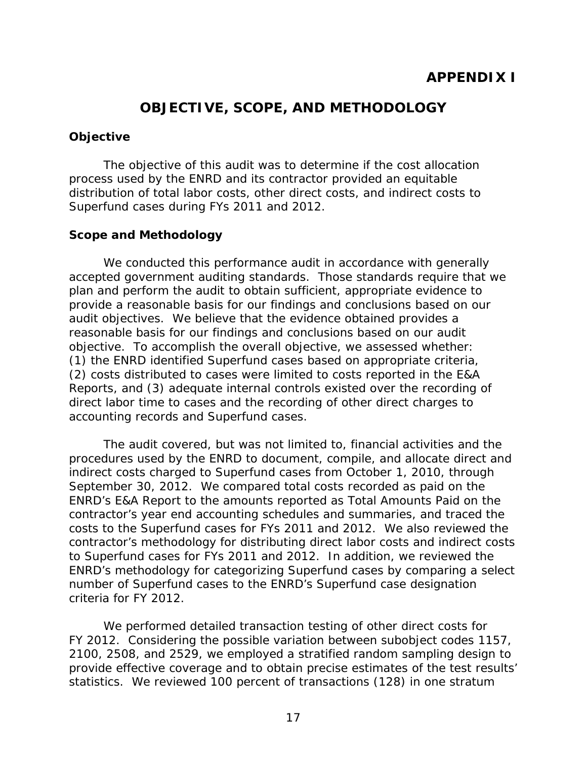# APPENDIX I

## OBJECTIVE, SCOPE, AND METHODOLOGY

### Objective

The objective of this audit was to determine if the cost allocation process used by the ENRD and its contractor provided an equitable distribution of total labor costs, other direct costs, and indirect costs to Superfund cases during FYs 2011 and 2012.

### Scope and Methodology

We conducted this performance audit in accordance with generally accepted government auditing standards. Those standards require that we plan and perform the audit to obtain sufficient, appropriate evidence to provide a reasonable basis for our findings and conclusions based on our audit objectives. We believe that the evidence obtained provides a reasonable basis for our findings and conclusions based on our audit objective. To accomplish the overall objective, we assessed whether: (1) the ENRD identified Superfund cases based on appropriate criteria, (2) costs distributed to cases were limited to costs reported in the E&A Reports, and (3) adequate internal controls existed over the recording of direct labor time to cases and the recording of other direct charges to accounting records and Superfund cases.

The audit covered, but was not limited to, financial activities and the procedures used by the ENRD to document, compile, and allocate direct and indirect costs charged to Superfund cases from October 1, 2010, through September 30, 2012. We compared total costs recorded as paid on the ENRD's E&A Report to the amounts reported as Total Amounts Paid on the contractor's year end accounting schedules and summaries, and traced the costs to the Superfund cases for FYs 2011 and 2012. We also reviewed the contractor's methodology for distributing direct labor costs and indirect costs to Superfund cases for FYs 2011 and 2012. In addition, we reviewed the ENRD's methodology for categorizing Superfund cases by comparing a select number of Superfund cases to the ENRD's Superfund case designation criteria for FY 2012.

We performed detailed transaction testing of other direct costs for FY 2012. Considering the possible variation between subobject codes 1157, 2100, 2508, and 2529, we employed a stratified random sampling design to provide effective coverage and to obtain precise estimates of the test results' statistics. We reviewed 100 percent of transactions (128) in one stratum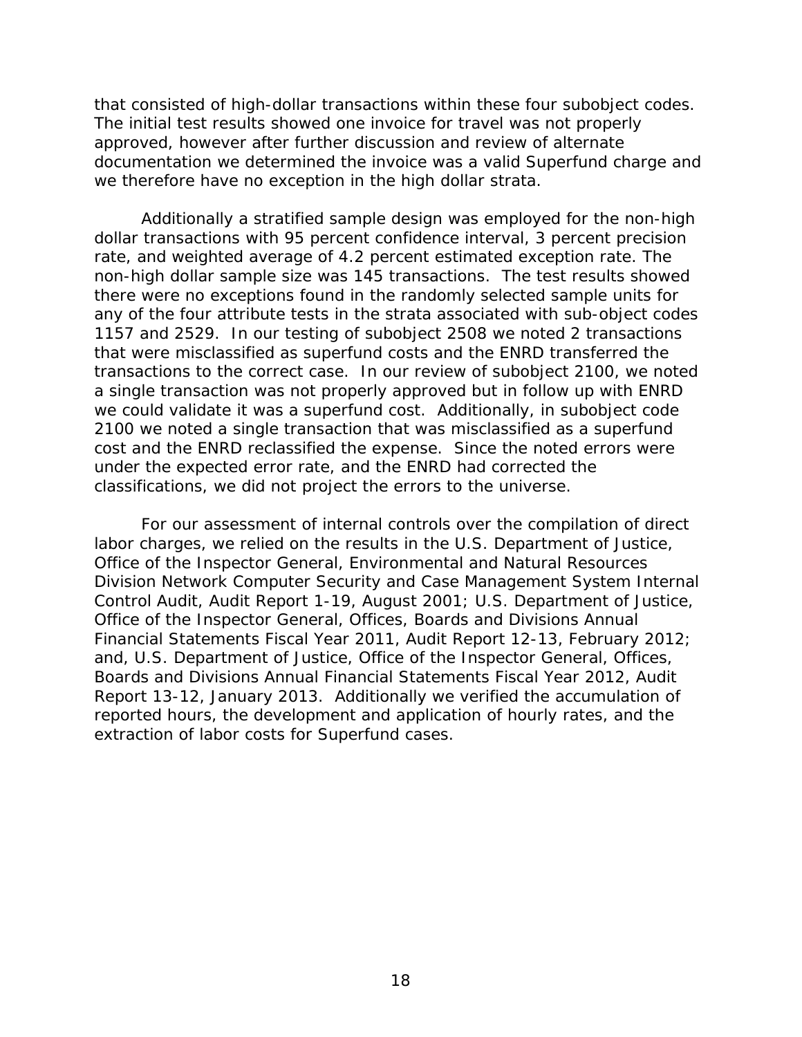that consisted of high-dollar transactions within these four subobject codes. The initial test results showed one invoice for travel was not properly approved, however after further discussion and review of alternate documentation we determined the invoice was a valid Superfund charge and we therefore have no exception in the high dollar strata.

Additionally a stratified sample design was employed for the non-high dollar transactions with 95 percent confidence interval, 3 percent precision rate, and weighted average of 4.2 percent estimated exception rate. The non-high dollar sample size was 145 transactions. The test results showed there were no exceptions found in the randomly selected sample units for any of the four attribute tests in the strata associated with sub-object codes 1157 and 2529. In our testing of subobject 2508 we noted 2 transactions that were misclassified as superfund costs and the ENRD transferred the transactions to the correct case. In our review of subobject 2100, we noted a single transaction was not properly approved but in follow up with ENRD we could validate it was a superfund cost. Additionally, in subobject code 2100 we noted a single transaction that was misclassified as a superfund cost and the ENRD reclassified the expense. Since the noted errors were under the expected error rate, and the ENRD had corrected the classifications, we did not project the errors to the universe.

For our assessment of internal controls over the compilation of direct labor charges, we relied on the results in the U.S. Department of Justice, Office of the Inspector General, Environmental and Natural Resources Division Network Computer Security and Case Management System Internal Control Audit, Audit Report 1-19, August 2001; U.S. Department of Justice, Office of the Inspector General, Offices, Boards and Divisions Annual Financial Statements Fiscal Year 2011, Audit Report 12-13, February 2012; and, U.S. Department of Justice, Office of the Inspector General, Offices, Boards and Divisions Annual Financial Statements Fiscal Year 2012, Audit Report 13-12, January 2013. Additionally we verified the accumulation of reported hours, the development and application of hourly rates, and the extraction of labor costs for Superfund cases.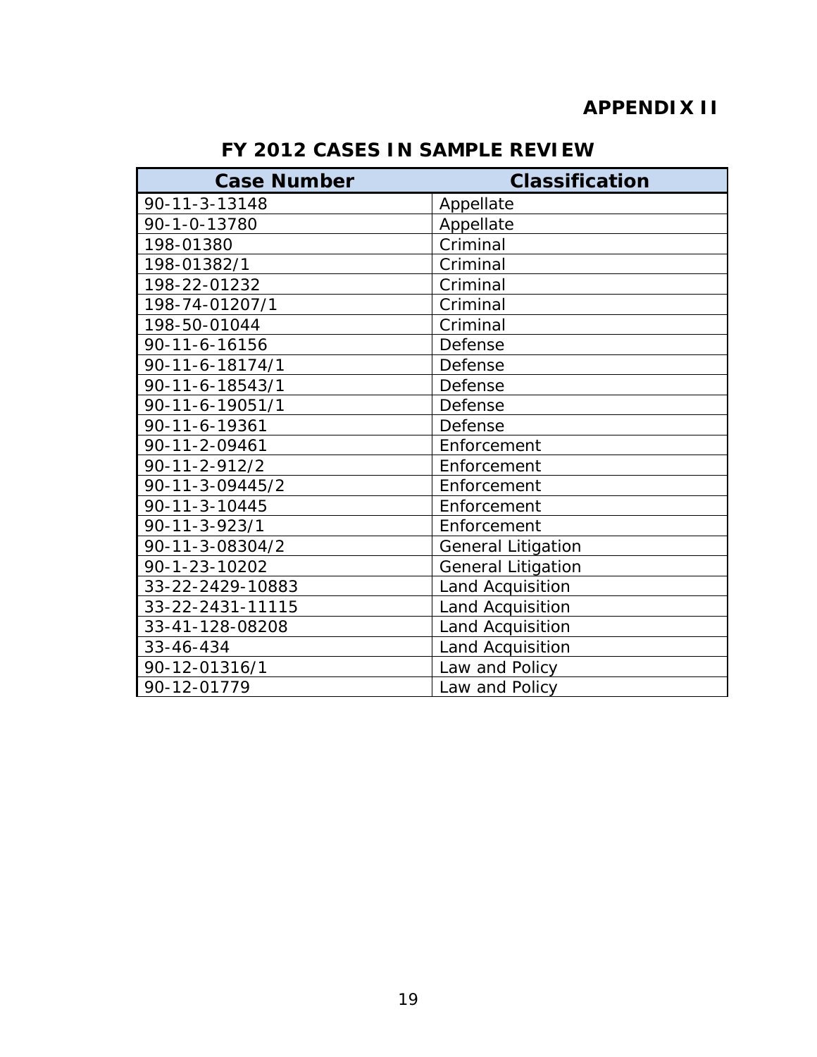## APPENDIX II

### FY 2012 CASES IN SAMPLE REVIEW

| Case Number | Classification |
| --- | --- |
| 90-11-3-13148 | Appellate |
| 90-1-0-13780 | Appellate |
| 198-01380 | Criminal |
| 198-01382/1 | Criminal |
| 198-22-01232 | Criminal |
| 198-74-01207/1 | Criminal |
| 198-50-01044 | Criminal |
| 90-11-6-16156 | Defense |
| 90-11-6-18174/1 | Defense |
| 90-11-6-18543/1 | Defense |
| 90-11-6-19051/1 | Defense |
| 90-11-6-19361 | Defense |
| 90-11-2-09461 | Enforcement |
| 90-11-2-912/2 | Enforcement |
| 90-11-3-09445/2 | Enforcement |
| 90-11-3-10445 | Enforcement |
| 90-11-3-923/1 | Enforcement |
| 90-11-3-08304/2 | General Litigation |
| 90-1-23-10202 | General Litigation |
| 33-22-2429-10883 | Land Acquisition |
| 33-22-2431-11115 | Land Acquisition |
| 33-41-128-08208 | Land Acquisition |
| 33-46-434 | Land Acquisition |
| 90-12-01316/1 | Law and Policy |
| 90-12-01779 | Law and Policy |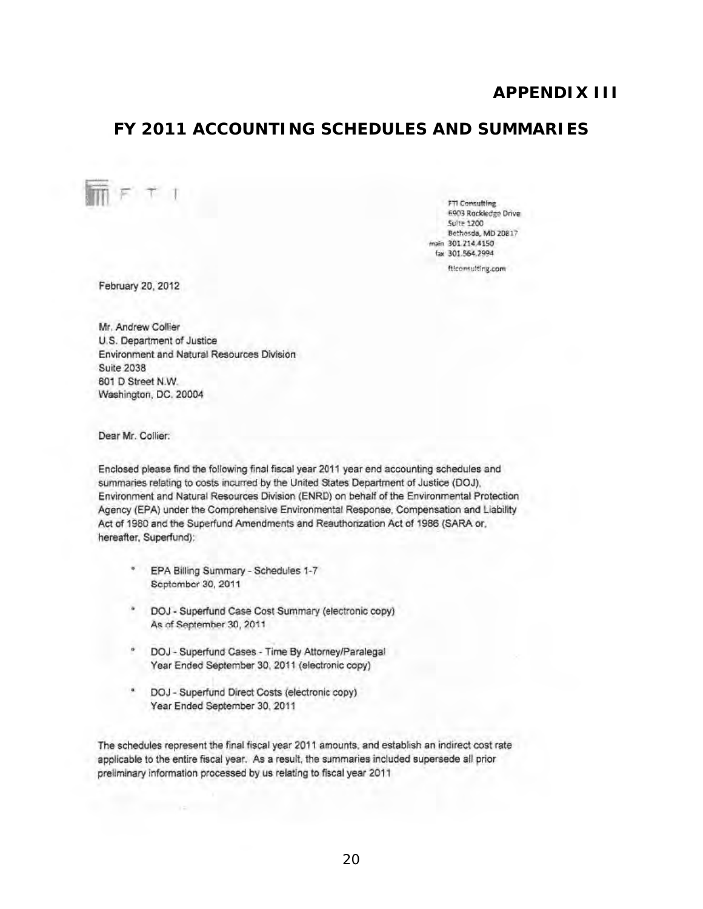# APPENDIX III

## FY 2011 ACCOUNTING SCHEDULES AND SUMMARIES

FTI

FTI Consulting
6903 Rockledge Drive
Suite 1200
Bethesda, MD 20817
main 301.214.4150
fax 301.564.2994

fticonsulting.com

February 20, 2012

Mr. Andrew Collier
U.S. Department of Justice
Environment and Natural Resources Division
Suite 2038
601 D Street N.W.
Washington, DC. 20004

Dear Mr. Collier:

Enclosed please find the following final fiscal year 2011 year end accounting schedules and summaries relating to costs incurred by the United States Department of Justice (DOJ), Environment and Natural Resources Division (ENRD) on behalf of the Environmental Protection Agency (EPA) under the Comprehensive Environmental Response, Compensation and Liability Act of 1980 and the Superfund Amendments and Reauthorization Act of 1986 (SARA or, hereafter, Superfund):

- EPA Billing Summary - Schedules 1-7
  September 30, 2011
- DOJ - Superfund Case Cost Summary (electronic copy)
  As of September 30, 2011
- DOJ - Superfund Cases - Time By Attorney/Paralegal
  Year Ended September 30, 2011 (electronic copy)
- DOJ - Superfund Direct Costs (electronic copy)
  Year Ended September 30, 2011

The schedules represent the final fiscal year 2011 amounts, and establish an indirect cost rate applicable to the entire fiscal year. As a result, the summaries included supersede all prior preliminary information processed by us relating to fiscal year 2011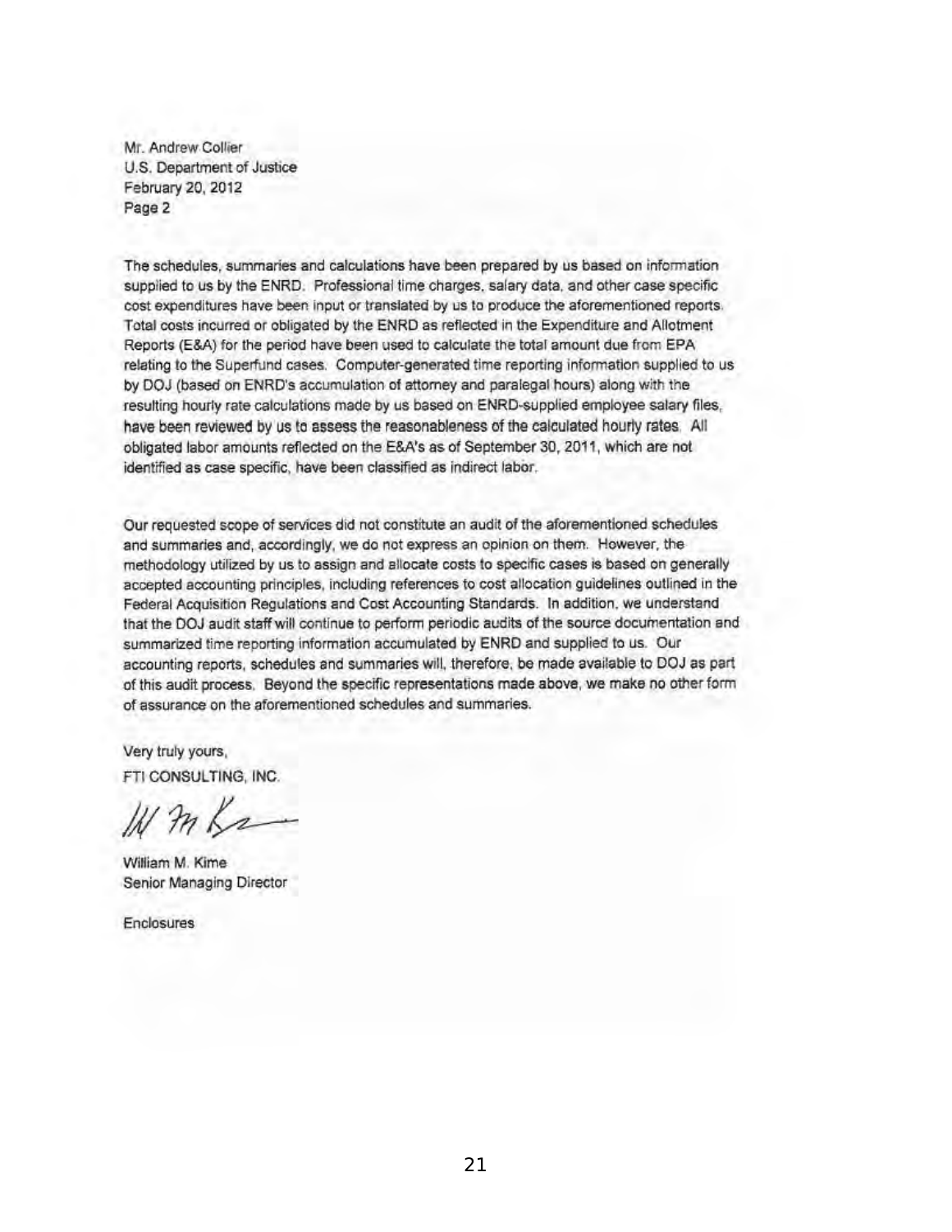Mr. Andrew Collier
U.S. Department of Justice
February 20, 2012
Page 2

The schedules, summaries and calculations have been prepared by us based on information supplied to us by the ENRD. Professional time charges, salary data, and other case specific cost expenditures have been input or translated by us to produce the aforementioned reports. Total costs incurred or obligated by the ENRD as reflected in the Expenditure and Allotment Reports (E&A) for the period have been used to calculate the total amount due from EPA relating to the Superfund cases. Computer-generated time reporting information supplied to us by DOJ (based on ENRD's accumulation of attorney and paralegal hours) along with the resulting hourly rate calculations made by us based on ENRD-supplied employee salary files, have been reviewed by us to assess the reasonableness of the calculated hourly rates. All obligated labor amounts reflected on the E&A's as of September 30, 2011, which are not identified as case specific, have been classified as indirect labor.

Our requested scope of services did not constitute an audit of the aforementioned schedules and summaries and, accordingly, we do not express an opinion on them. However, the methodology utilized by us to assign and allocate costs to specific cases is based on generally accepted accounting principles, including references to cost allocation guidelines outlined in the Federal Acquisition Regulations and Cost Accounting Standards. In addition, we understand that the DOJ audit staff will continue to perform periodic audits of the source documentation and summarized time reporting information accumulated by ENRD and supplied to us. Our accounting reports, schedules and summaries will, therefore, be made available to DOJ as part of this audit process. Beyond the specific representations made above, we make no other form of assurance on the aforementioned schedules and summaries.

Very truly yours,
FTI CONSULTING, INC.

William M. Kime
Senior Managing Director

Enclosures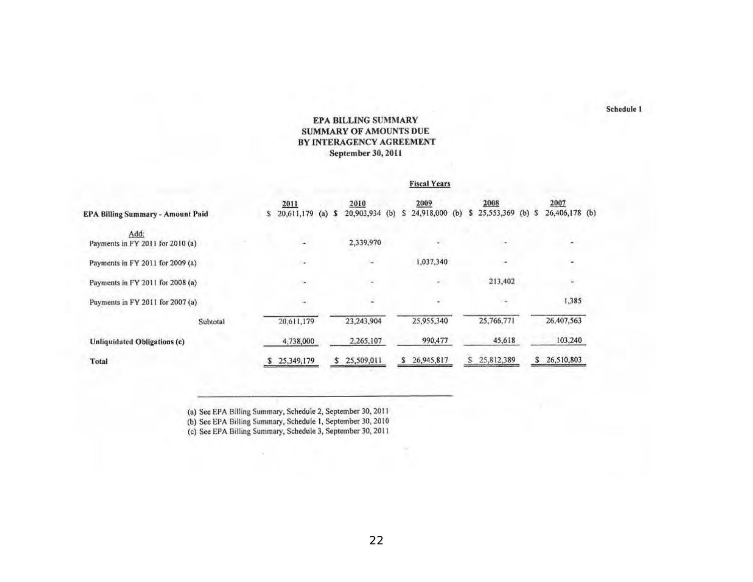Schedule 1

# EPA BILLING SUMMARY
## SUMMARY OF AMOUNTS DUE
## BY INTERAGENCY AGREEMENT
### September 30, 2011

| | Fiscal Years | | | | |
|---|---|---|---|---|---|
| | 2011 | 2010 | 2009 | 2008 | 2007 |
| **EPA Billing Summary - Amount Paid** | $ 20,611,179 (a) | $ 20,903,934 (b) | $ 24,918,000 (b) | $ 25,553,369 (b) | $ 26,406,178 (b) |
| Add: | | | | | |
| Payments in FY 2011 for 2010 (a) | - | 2,339,970 | - | - | - |
| Payments in FY 2011 for 2009 (a) | - | - | 1,037,340 | - | - |
| Payments in FY 2011 for 2008 (a) | - | - | - | 213,402 | - |
| Payments in FY 2011 for 2007 (a) | - | - | - | - | 1,385 |
| Subtotal | 20,611,179 | 23,243,904 | 25,955,340 | 25,766,771 | 26,407,563 |
| **Unliquidated Obligations (c)** | 4,738,000 | 2,265,107 | 990,477 | 45,618 | 103,240 |
| **Total** | $ 25,349,179 | $ 25,509,011 | $ 26,945,817 | $ 25,812,389 | $ 26,510,803 |

(a) See EPA Billing Summary, Schedule 2, September 30, 2011
(b) See EPA Billing Summary, Schedule 1, September 30, 2010
(c) See EPA Billing Summary, Schedule 3, September 30, 2011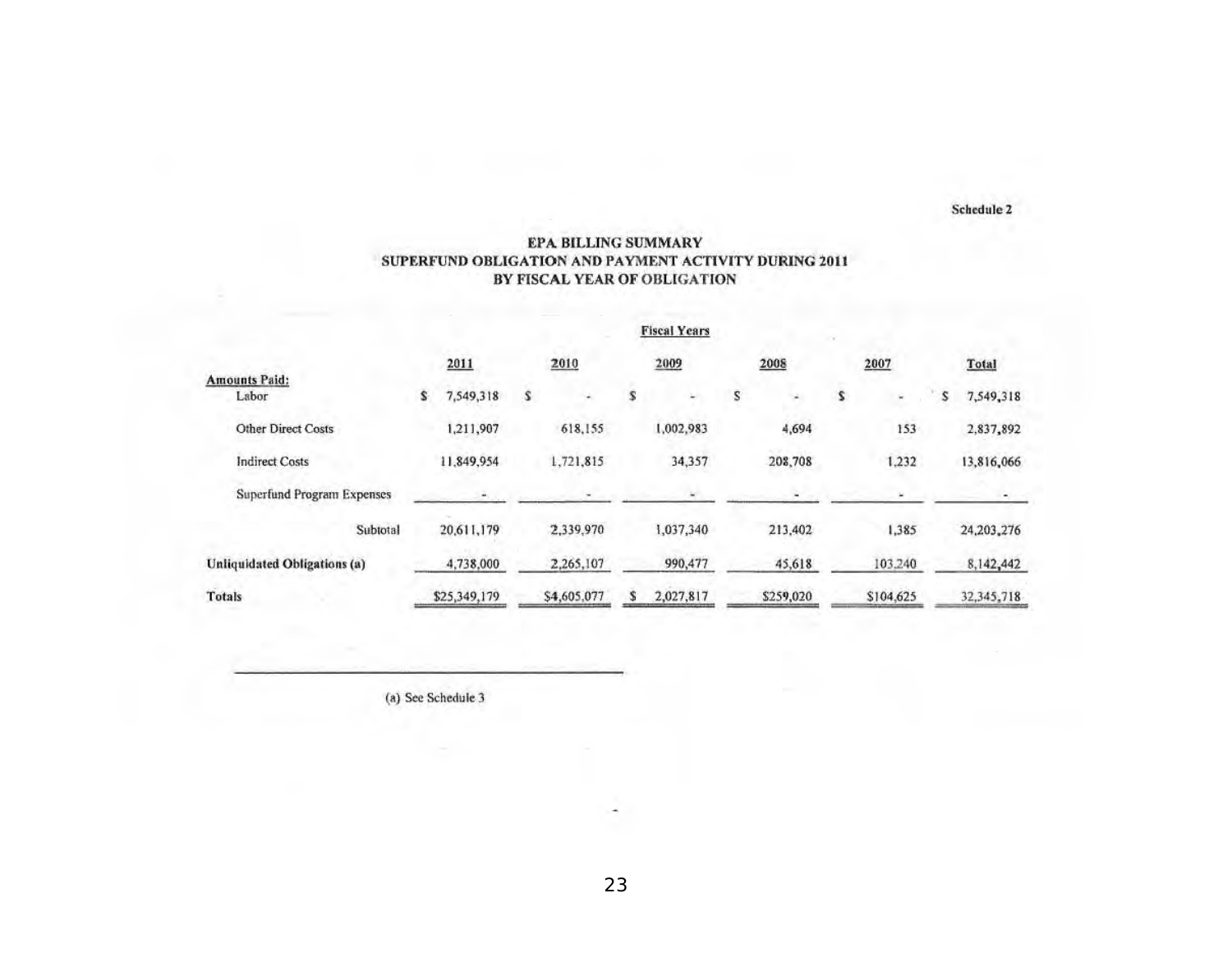Schedule 2

## EPA BILLING SUMMARY
## SUPERFUND OBLIGATION AND PAYMENT ACTIVITY DURING 2011
## BY FISCAL YEAR OF OBLIGATION

| | Fiscal Years | | | | | |
|---|---|---|---|---|---|---|
| | 2011 | 2010 | 2009 | 2008 | 2007 | Total |
| **Amounts Paid:** | | | | | | |
| Labor | $ 7,549,318 | $ - | $ - | $ - | $ - | $ 7,549,318 |
| Other Direct Costs | 1,211,907 | 618,155 | 1,002,983 | 4,694 | 153 | 2,837,892 |
| Indirect Costs | 11,849,954 | 1,721,815 | 34,357 | 208,708 | 1,232 | 13,816,066 |
| Superfund Program Expenses | - | - | - | - | - | - |
| Subtotal | 20,611,179 | 2,339,970 | 1,037,340 | 213,402 | 1,385 | 24,203,276 |
| **Unliquidated Obligations (a)** | 4,738,000 | 2,265,107 | 990,477 | 45,618 | 103,240 | 8,142,442 |
| **Totals** | $25,349,179 | $4,605,077 | $ 2,027,817 | $259,020 | $104,625 | 32,345,718 |

(a) See Schedule 3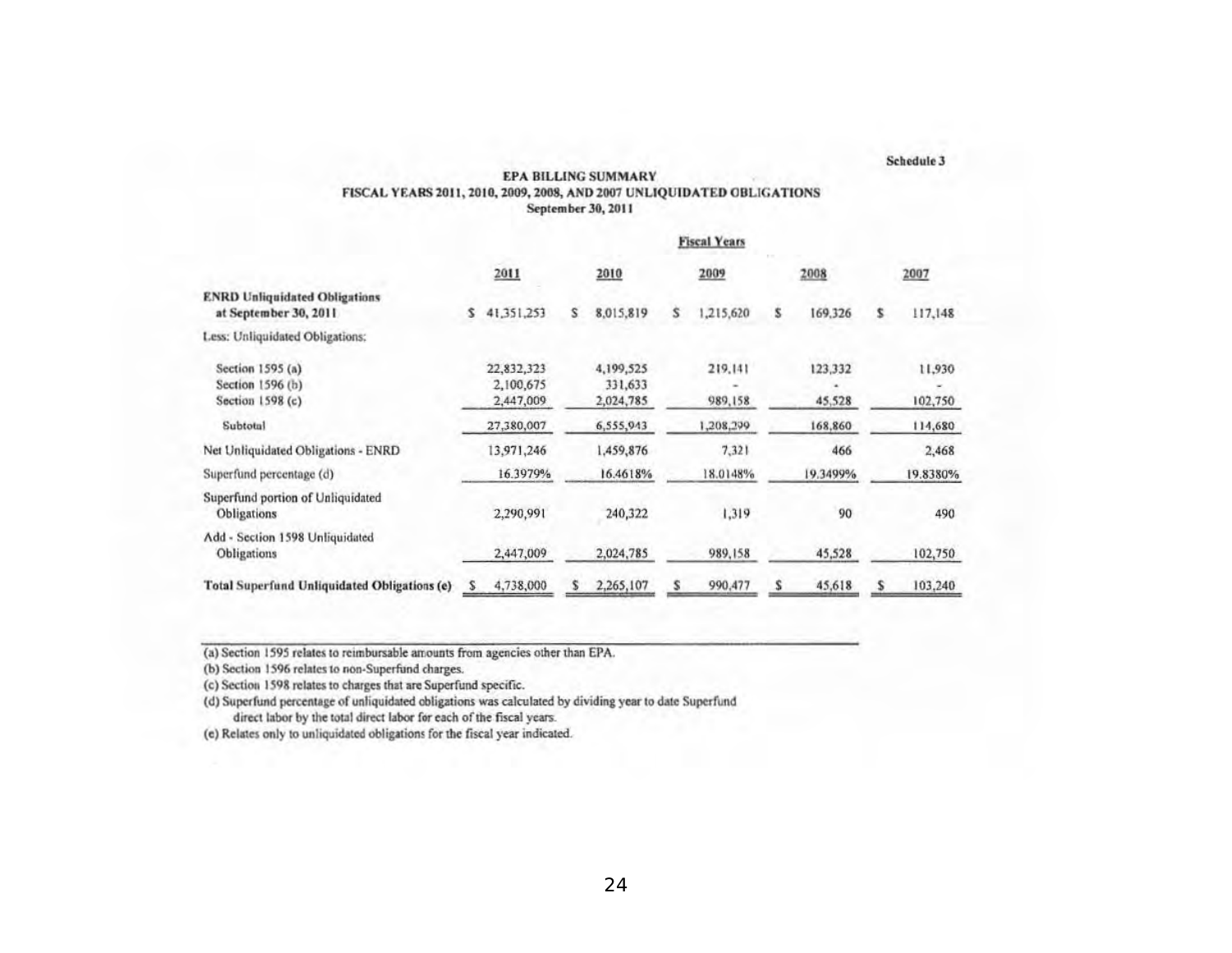Schedule 3

**EPA BILLING SUMMARY**
**FISCAL YEARS 2011, 2010, 2009, 2008, AND 2007 UNLIQUIDATED OBLIGATIONS**
**September 30, 2011**

| | Fiscal Years | | | | |
|---|---|---|---|---|---|
| | 2011 | 2010 | 2009 | 2008 | 2007 |
| **ENRD Unliquidated Obligations at September 30, 2011** | $ 41,351,253 | $ 8,015,819 | $ 1,215,620 | $ 169,326 | $ 117,148 |
| Less: Unliquidated Obligations: | | | | | |
| Section 1595 (a) | 22,832,323 | 4,199,525 | 219,141 | 123,332 | 11,930 |
| Section 1596 (b) | 2,100,675 | 331,633 | - | - | - |
| Section 1598 (c) | 2,447,009 | 2,024,785 | 989,158 | 45,528 | 102,750 |
| Subtotal | 27,380,007 | 6,555,943 | 1,208,299 | 168,860 | 114,680 |
| Net Unliquidated Obligations - ENRD | 13,971,246 | 1,459,876 | 7,321 | 466 | 2,468 |
| Superfund percentage (d) | 16.3979% | 16.4618% | 18.0148% | 19.3499% | 19.8380% |
| Superfund portion of Unliquidated Obligations | 2,290,991 | 240,322 | 1,319 | 90 | 490 |
| Add - Section 1598 Unliquidated Obligations | 2,447,009 | 2,024,785 | 989,158 | 45,528 | 102,750 |
| **Total Superfund Unliquidated Obligations (e)** | $ 4,738,000 | $ 2,265,107 | $ 990,477 | $ 45,618 | $ 103,240 |

(a) Section 1595 relates to reimbursable amounts from agencies other than EPA.
(b) Section 1596 relates to non-Superfund charges.
(c) Section 1598 relates to charges that are Superfund specific.
(d) Superfund percentage of unliquidated obligations was calculated by dividing year to date Superfund direct labor by the total direct labor for each of the fiscal years.
(e) Relates only to unliquidated obligations for the fiscal year indicated.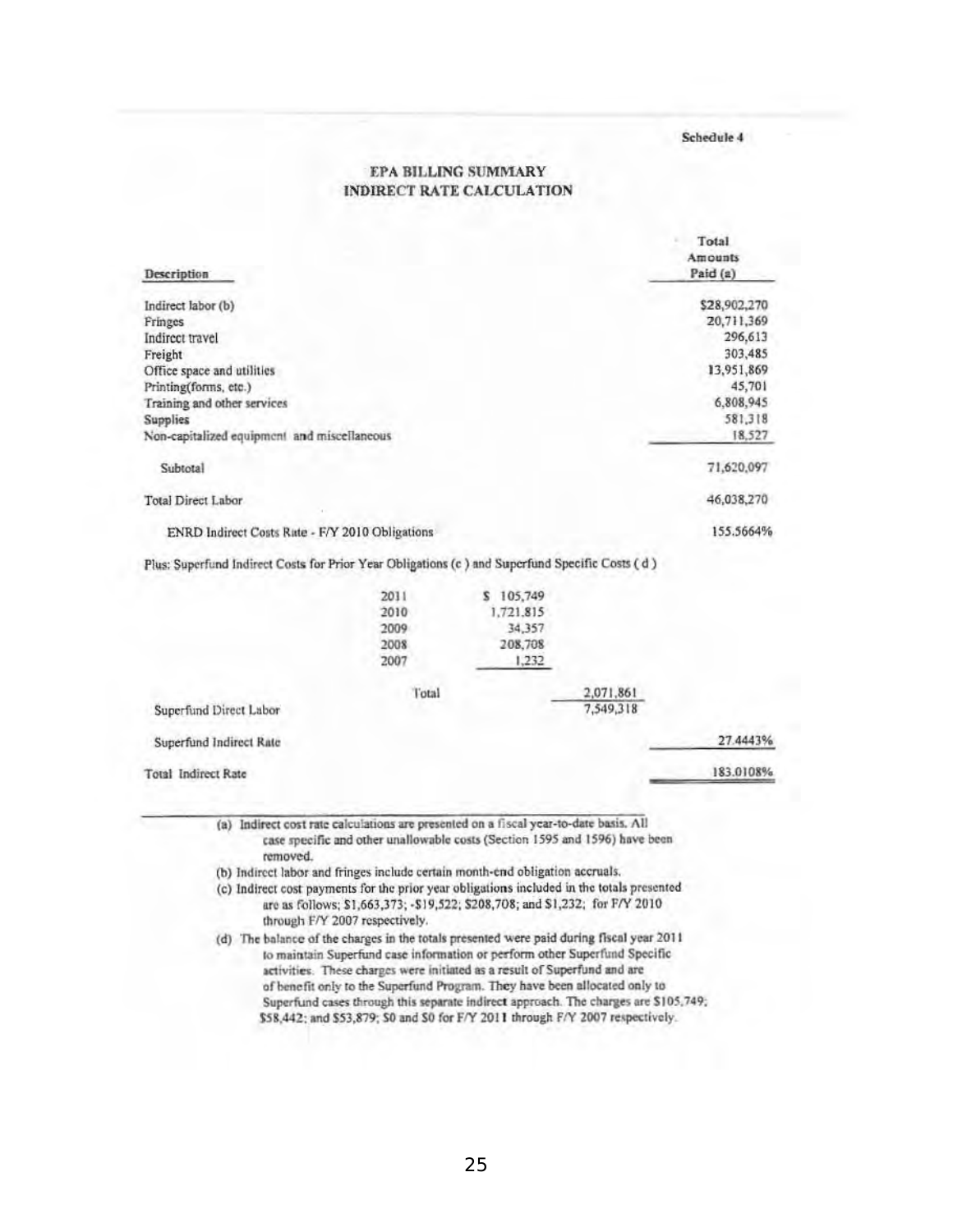Schedule 4

## EPA BILLING SUMMARY
## INDIRECT RATE CALCULATION

| Description | Total Amounts Paid (a) |
|---|---|
| Indirect labor (b) | $28,902,270 |
| Fringes | 20,711,369 |
| Indirect travel | 296,613 |
| Freight | 303,485 |
| Office space and utilities | 13,951,869 |
| Printing(forms, etc.) | 45,701 |
| Training and other services | 6,808,945 |
| Supplies | 581,318 |
| Non-capitalized equipment and miscellaneous | 18,527 |
| Subtotal | 71,620,097 |
| Total Direct Labor | 46,038,270 |
| ENRD Indirect Costs Rate - F/Y 2010 Obligations | 155.5664% |

Plus: Superfund Indirect Costs for Prior Year Obligations (c) and Superfund Specific Costs (d)

| | Year | Amount | | |
|---|---|---|---|---|
| | 2011 | $ 105,749 | | |
| | 2010 | 1,721,815 | | |
| | 2009 | 34,357 | | |
| | 2008 | 208,708 | | |
| | 2007 | 1,232 | | |
| | Total | | 2,071,861 | |
| Superfund Direct Labor | | | 7,549,318 | |
| Superfund Indirect Rate | | | | 27.4443% |
| Total Indirect Rate | | | | 183.0108% |

(a) Indirect cost rate calculations are presented on a fiscal year-to-date basis. All case specific and other unallowable costs (Section 1595 and 1596) have been removed.

(b) Indirect labor and fringes include certain month-end obligation accruals.

(c) Indirect cost payments for the prior year obligations included in the totals presented are as follows; $1,663,373; -$19,522; $208,708; and $1,232; for F/Y 2010 through F/Y 2007 respectively.

(d) The balance of the charges in the totals presented were paid during fiscal year 2011 to maintain Superfund case information or perform other Superfund Specific activities. These charges were initiated as a result of Superfund and are of benefit only to the Superfund Program. They have been allocated only to Superfund cases through this separate indirect approach. The charges are $105,749; $58,442; and $53,879; $0 and $0 for F/Y 2011 through F/Y 2007 respectively.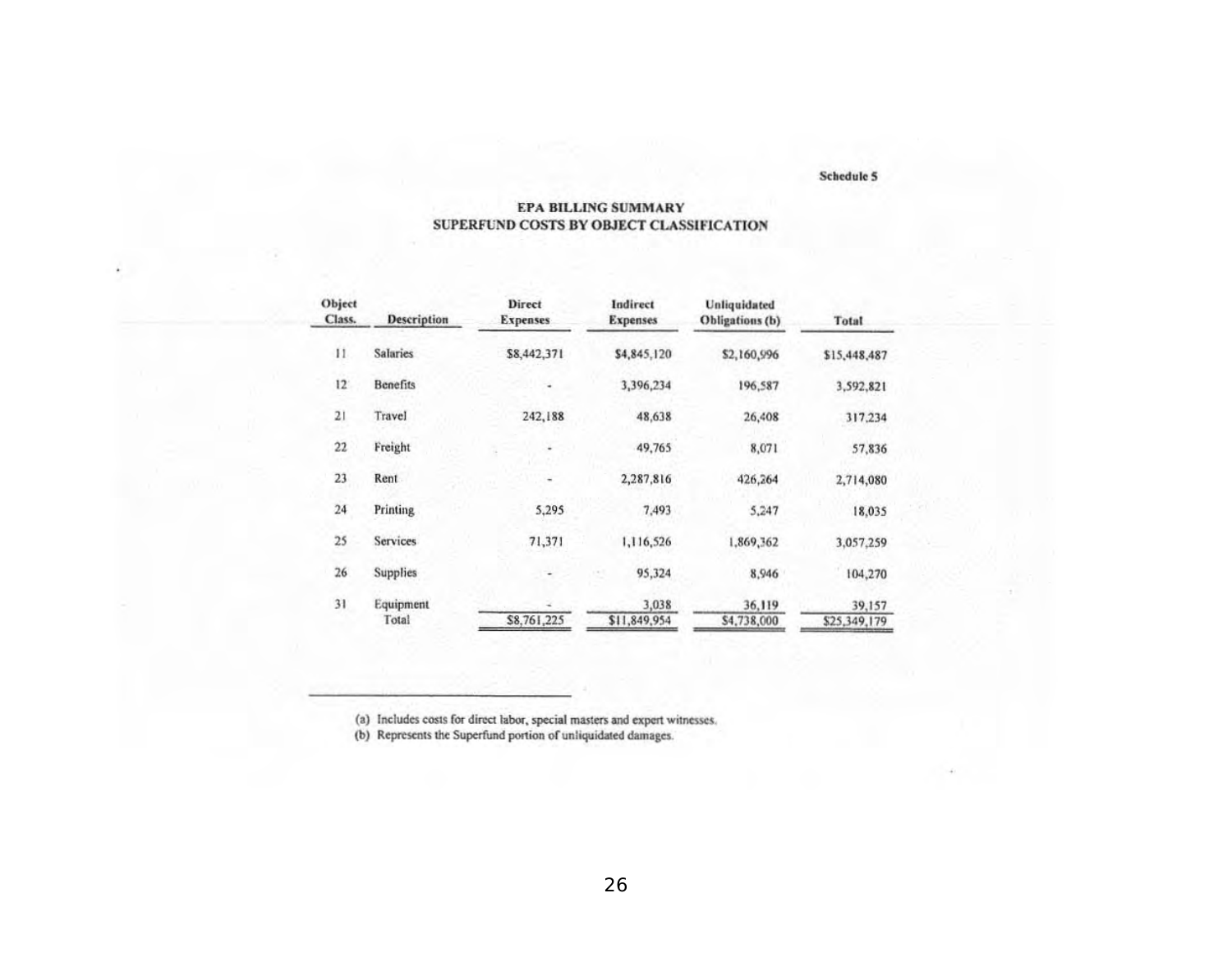Schedule 5

## EPA BILLING SUMMARY
## SUPERFUND COSTS BY OBJECT CLASSIFICATION

| Object Class. | Description | Direct Expenses | Indirect Expenses | Unliquidated Obligations (b) | Total |
|---|---|---|---|---|---|
| 11 | Salaries | $8,442,371 | $4,845,120 | $2,160,996 | $15,448,487 |
| 12 | Benefits | - | 3,396,234 | 196,587 | 3,592,821 |
| 21 | Travel | 242,188 | 48,638 | 26,408 | 317,234 |
| 22 | Freight | - | 49,765 | 8,071 | 57,836 |
| 23 | Rent | - | 2,287,816 | 426,264 | 2,714,080 |
| 24 | Printing | 5,295 | 7,493 | 5,247 | 18,035 |
| 25 | Services | 71,371 | 1,116,526 | 1,869,362 | 3,057,259 |
| 26 | Supplies | - | 95,324 | 8,946 | 104,270 |
| 31 | Equipment | - | 3,038 | 36,119 | 39,157 |
| | Total | $8,761,225 | $11,849,954 | $4,738,000 | $25,349,179 |

(a) Includes costs for direct labor, special masters and expert witnesses.
(b) Represents the Superfund portion of unliquidated damages.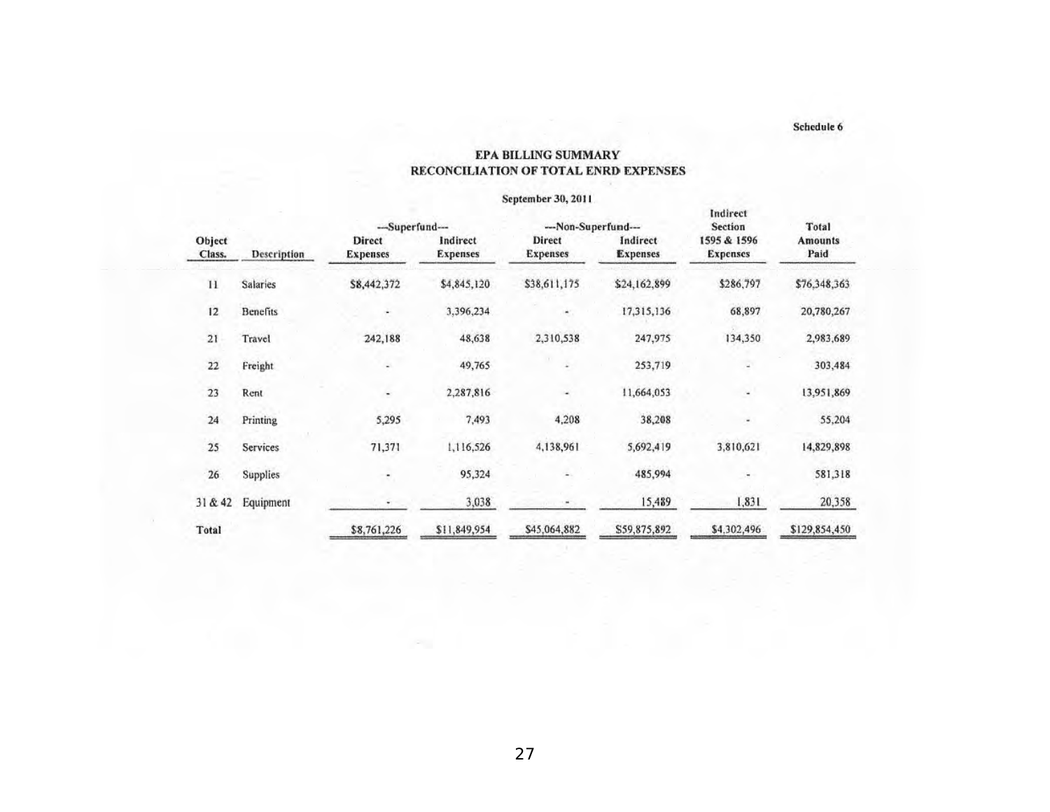Schedule 6

## EPA BILLING SUMMARY
## RECONCILIATION OF TOTAL ENRD EXPENSES

September 30, 2011

| Object Class. | Description | ---Superfund--- Direct Expenses | Indirect Expenses | ---Non-Superfund--- Direct Expenses | Indirect Expenses | Indirect Section 1595 & 1596 Expenses | Total Amounts Paid |
|---|---|---|---|---|---|---|---|
| 11 | Salaries | $8,442,372 | $4,845,120 | $38,611,175 | $24,162,899 | $286,797 | $76,348,363 |
| 12 | Benefits | - | 3,396,234 | - | 17,315,136 | 68,897 | 20,780,267 |
| 21 | Travel | 242,188 | 48,638 | 2,310,538 | 247,975 | 134,350 | 2,983,689 |
| 22 | Freight | - | 49,765 | - | 253,719 | - | 303,484 |
| 23 | Rent | - | 2,287,816 | - | 11,664,053 | - | 13,951,869 |
| 24 | Printing | 5,295 | 7,493 | 4,208 | 38,208 | - | 55,204 |
| 25 | Services | 71,371 | 1,116,526 | 4,138,961 | 5,692,419 | 3,810,621 | 14,829,898 |
| 26 | Supplies | - | 95,324 | - | 485,994 | - | 581,318 |
| 31 & 42 | Equipment | - | 3,038 | - | 15,489 | 1,831 | 20,358 |
| Total | | $8,761,226 | $11,849,954 | $45,064,882 | $59,875,892 | $4,302,496 | $129,854,450 |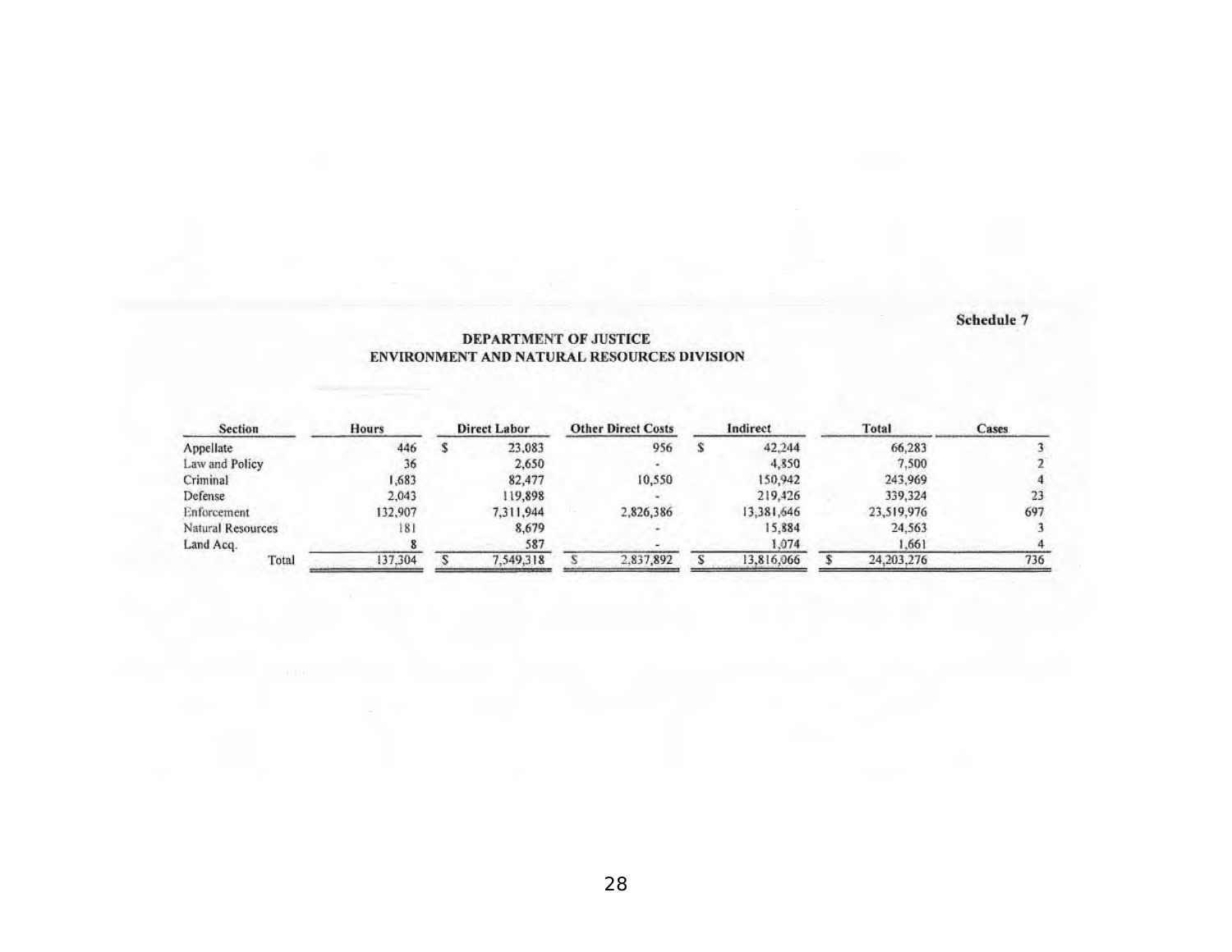Schedule 7

**DEPARTMENT OF JUSTICE**
**ENVIRONMENT AND NATURAL RESOURCES DIVISION**

| Section | Hours | Direct Labor | Other Direct Costs | Indirect | Total | Cases |
|---|---|---|---|---|---|---|
| Appellate | 446 | $ 23,083 | 956 | $ 42,244 | 66,283 | 3 |
| Law and Policy | 36 | 2,650 | - | 4,850 | 7,500 | 2 |
| Criminal | 1,683 | 82,477 | 10,550 | 150,942 | 243,969 | 4 |
| Defense | 2,043 | 119,898 | - | 219,426 | 339,324 | 23 |
| Enforcement | 132,907 | 7,311,944 | 2,826,386 | 13,381,646 | 23,519,976 | 697 |
| Natural Resources | 181 | 8,679 | - | 15,884 | 24,563 | 3 |
| Land Acq. | 8 | 587 | - | 1,074 | 1,661 | 4 |
| Total | 137,304 | $ 7,549,318 | $ 2,837,892 | $ 13,816,066 | $ 24,203,276 | 736 |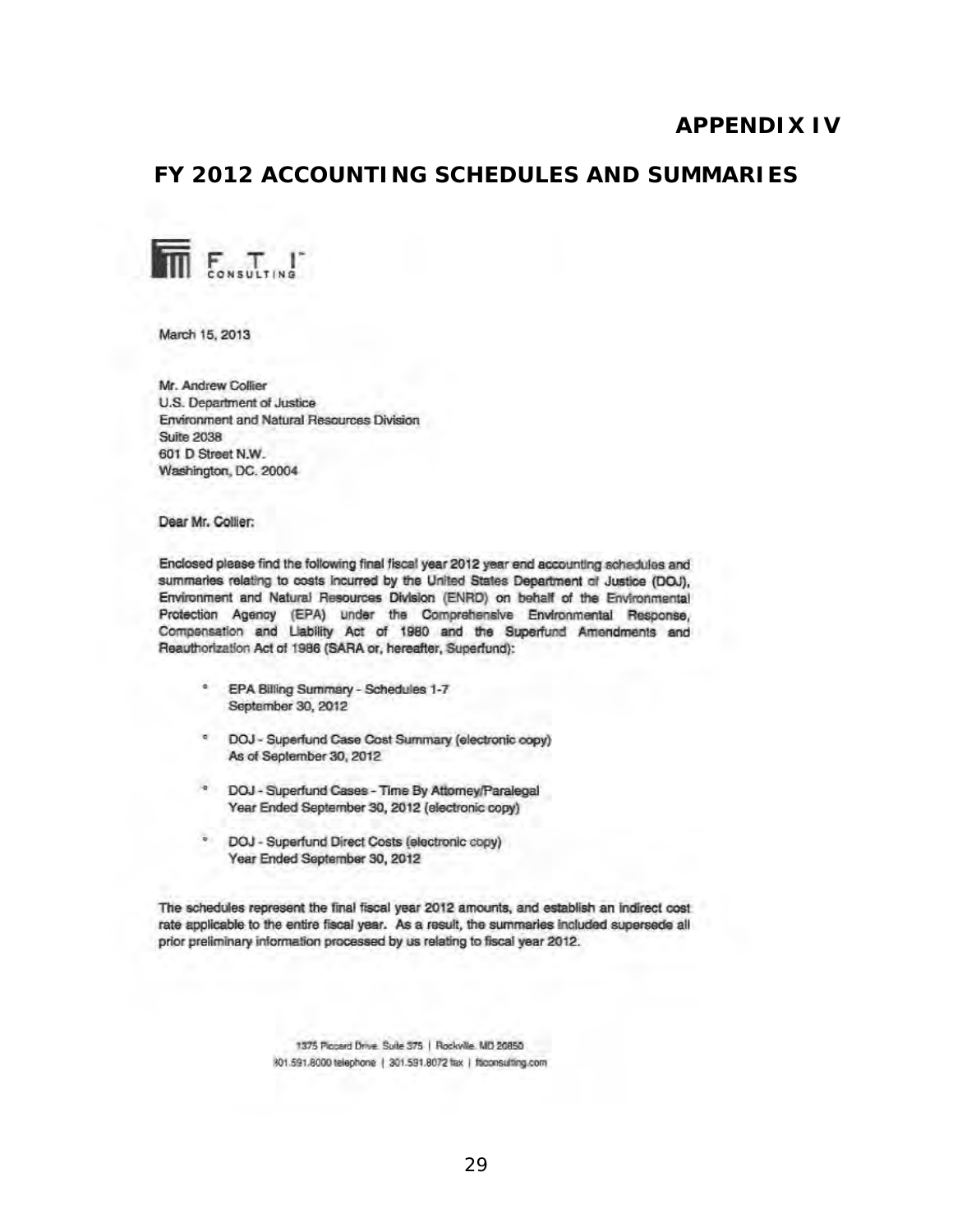# APPENDIX IV

## FY 2012 ACCOUNTING SCHEDULES AND SUMMARIES

FTI CONSULTING

March 15, 2013

Mr. Andrew Collier
U.S. Department of Justice
Environment and Natural Resources Division
Suite 2038
601 D Street N.W.
Washington, DC. 20004

Dear Mr. Collier:

Enclosed please find the following final fiscal year 2012 year end accounting schedules and summaries relating to costs incurred by the United States Department of Justice (DOJ), Environment and Natural Resources Division (ENRD) on behalf of the Environmental Protection Agency (EPA) under the Comprehensive Environmental Response, Compensation and Liability Act of 1980 and the Superfund Amendments and Reauthorization Act of 1986 (SARA or, hereafter, Superfund):

- EPA Billing Summary - Schedules 1-7
  September 30, 2012
- DOJ - Superfund Case Cost Summary (electronic copy)
  As of September 30, 2012
- DOJ - Superfund Cases - Time By Attorney/Paralegal
  Year Ended September 30, 2012 (electronic copy)
- DOJ - Superfund Direct Costs (electronic copy)
  Year Ended September 30, 2012

The schedules represent the final fiscal year 2012 amounts, and establish an indirect cost rate applicable to the entire fiscal year. As a result, the summaries included supersede all prior preliminary information processed by us relating to fiscal year 2012.

1375 Piccard Drive Suite 375 | Rockville, MD 20850
301.591.8000 telephone | 301.591.8072 fax | fticonsulting.com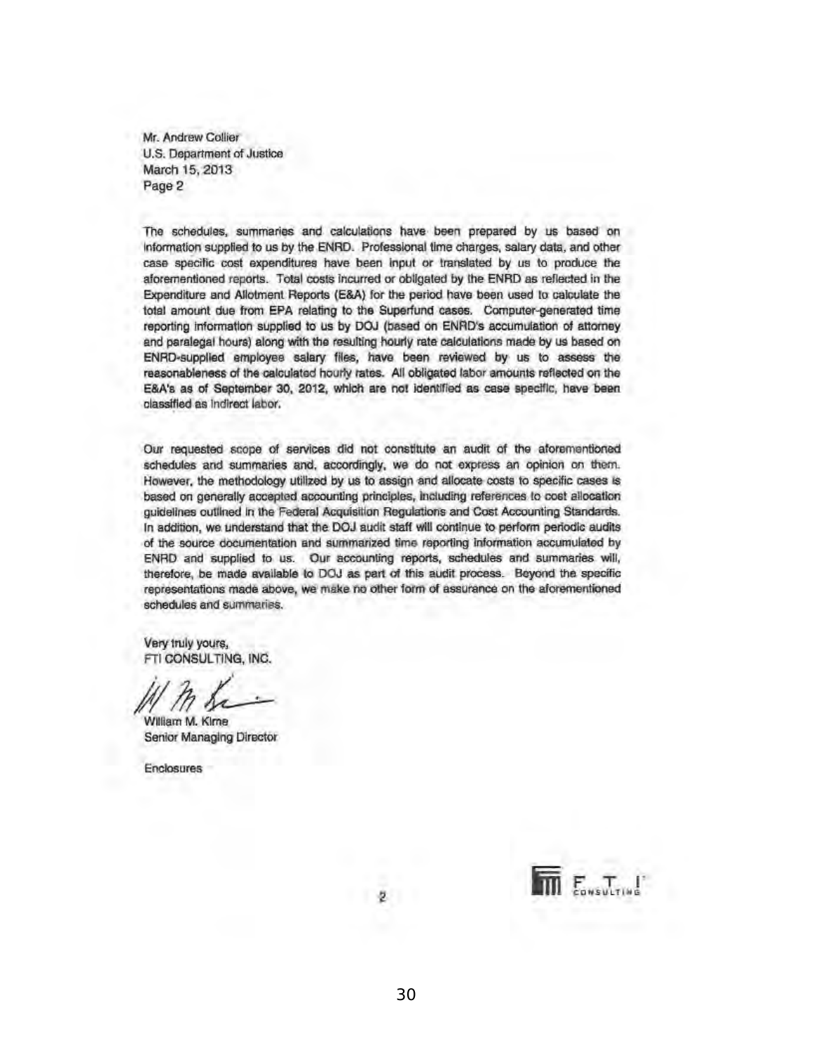Mr. Andrew Collier
U.S. Department of Justice
March 15, 2013
Page 2

The schedules, summaries and calculations have been prepared by us based on information supplied to us by the ENRD. Professional time charges, salary data, and other case specific cost expenditures have been input or translated by us to produce the aforementioned reports. Total costs incurred or obligated by the ENRD as reflected in the Expenditure and Allotment Reports (E&A) for the period have been used to calculate the total amount due from EPA relating to the Superfund cases. Computer-generated time reporting information supplied to us by DOJ (based on ENRD's accumulation of attorney and paralegal hours) along with the resulting hourly rate calculations made by us based on ENRD-supplied employee salary files, have been reviewed by us to assess the reasonableness of the calculated hourly rates. All obligated labor amounts reflected on the E&A's as of September 30, 2012, which are not identified as case specific, have been classified as indirect labor.

Our requested scope of services did not constitute an audit of the aforementioned schedules and summaries and, accordingly, we do not express an opinion on them. However, the methodology utilized by us to assign and allocate costs to specific cases is based on generally accepted accounting principles, including references to cost allocation guidelines outlined in the Federal Acquisition Regulations and Cost Accounting Standards. In addition, we understand that the DOJ audit staff will continue to perform periodic audits of the source documentation and summarized time reporting information accumulated by ENRD and supplied to us. Our accounting reports, schedules and summaries will, therefore, be made available to DOJ as part of this audit process. Beyond the specific representations made above, we make no other form of assurance on the aforementioned schedules and summaries.

Very truly yours,
FTI CONSULTING, INC.

William M. Kime
Senior Managing Director

Enclosures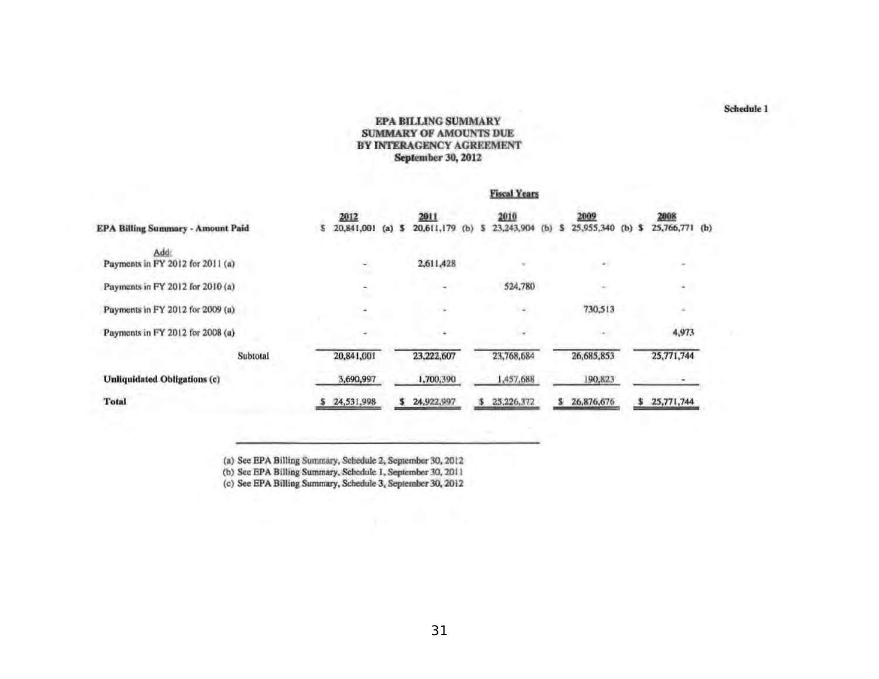Schedule 1

# EPA BILLING SUMMARY
## SUMMARY OF AMOUNTS DUE
## BY INTERAGENCY AGREEMENT
### September 30, 2012

| | Fiscal Years | | | | |
|---|---|---|---|---|---|
| | 2012 | 2011 | 2010 | 2009 | 2008 |
| **EPA Billing Summary - Amount Paid** | $ 20,841,001 (a) | $ 20,611,179 (b) | $ 23,243,904 (b) | $ 25,955,340 (b) | $ 25,766,771 (b) |
| Add: | | | | | |
| Payments in FY 2012 for 2011 (a) | - | 2,611,428 | - | - | - |
| Payments in FY 2012 for 2010 (a) | - | - | 524,780 | - | - |
| Payments in FY 2012 for 2009 (a) | - | - | - | 730,513 | - |
| Payments in FY 2012 for 2008 (a) | - | - | - | - | 4,973 |
| Subtotal | 20,841,001 | 23,222,607 | 23,768,684 | 26,685,853 | 25,771,744 |
| **Unliquidated Obligations (c)** | 3,690,997 | 1,700,390 | 1,457,688 | 190,823 | - |
| **Total** | $ 24,531,998 | $ 24,922,997 | $ 25,226,372 | $ 26,876,676 | $ 25,771,744 |

(a) See EPA Billing Summary, Schedule 2, September 30, 2012
(b) See EPA Billing Summary, Schedule 1, September 30, 2011
(c) See EPA Billing Summary, Schedule 3, September 30, 2012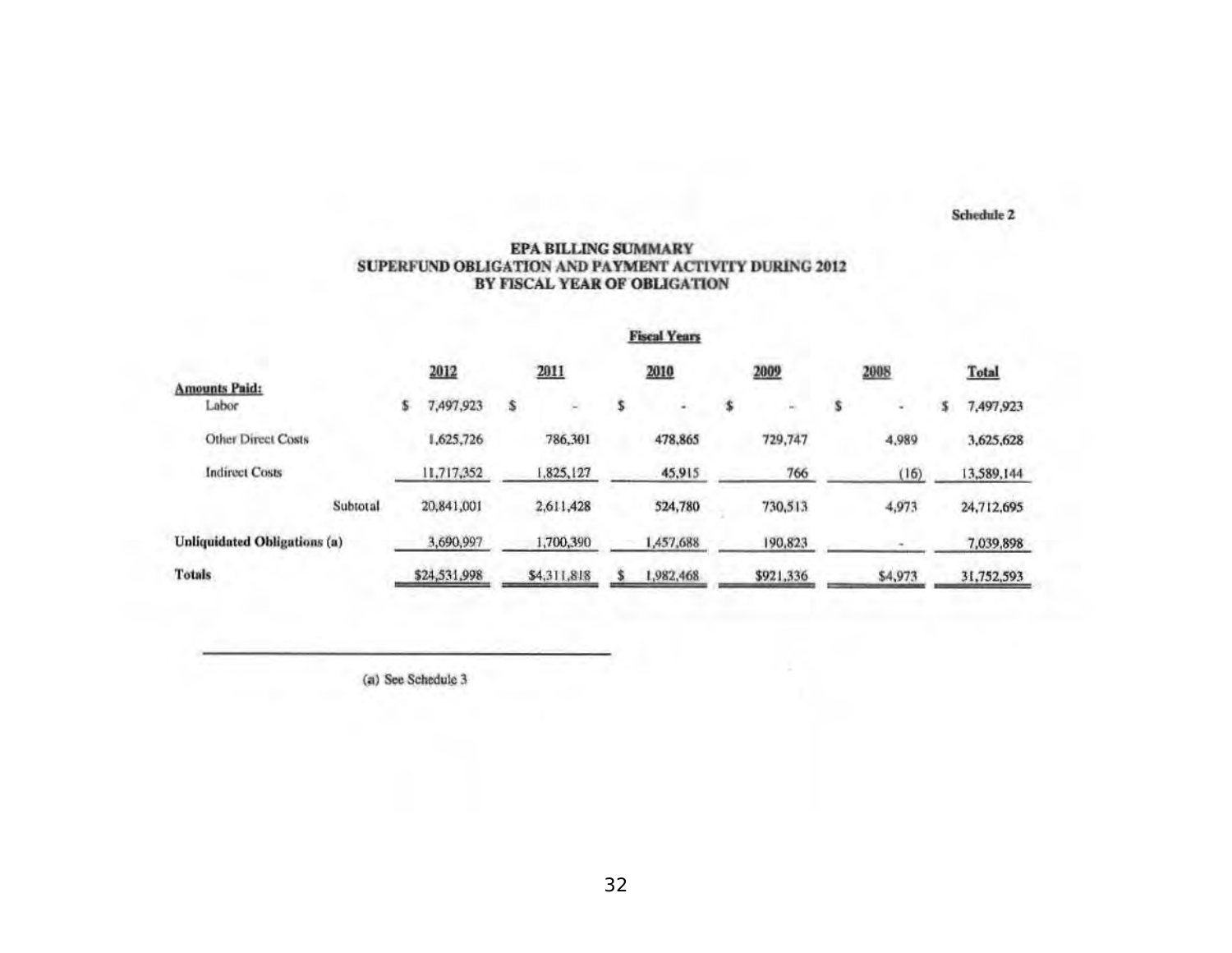Schedule 2

# EPA BILLING SUMMARY
## SUPERFUND OBLIGATION AND PAYMENT ACTIVITY DURING 2012
## BY FISCAL YEAR OF OBLIGATION

| | Fiscal Years | | | | | |
|---|---|---|---|---|---|---|
| | 2012 | 2011 | 2010 | 2009 | 2008 | Total |
| **Amounts Paid:** | | | | | | |
| Labor | $ 7,497,923 | $ - | $ - | $ - | $ - | $ 7,497,923 |
| Other Direct Costs | 1,625,726 | 786,301 | 478,865 | 729,747 | 4,989 | 3,625,628 |
| Indirect Costs | 11,717,352 | 1,825,127 | 45,915 | 766 | (16) | 13,589,144 |
| Subtotal | 20,841,001 | 2,611,428 | 524,780 | 730,513 | 4,973 | 24,712,695 |
| **Unliquidated Obligations (a)** | 3,690,997 | 1,700,390 | 1,457,688 | 190,823 | - | 7,039,898 |
| **Totals** | $24,531,998 | $4,311,818 | $ 1,982,468 | $921,336 | $4,973 | 31,752,593 |

(a) See Schedule 3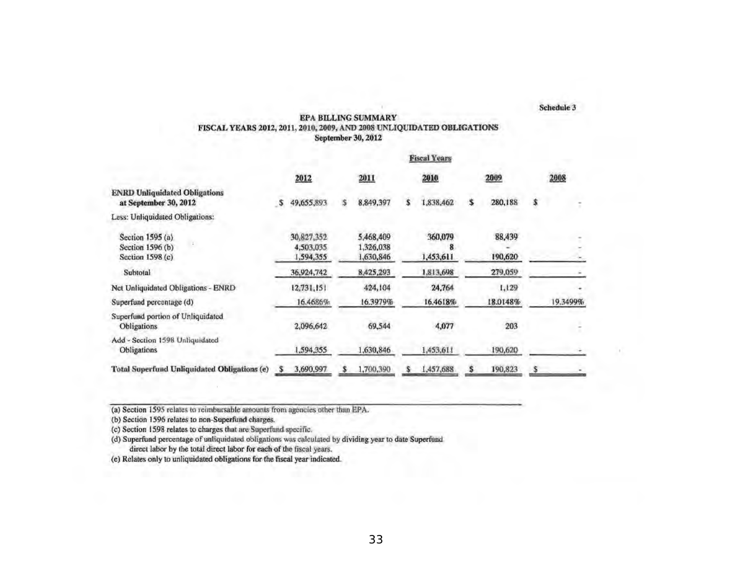Schedule 3

# EPA BILLING SUMMARY
## FISCAL YEARS 2012, 2011, 2010, 2009, AND 2008 UNLIQUIDATED OBLIGATIONS
### September 30, 2012

| | Fiscal Years | | | | |
|---|---|---|---|---|---|
| | 2012 | 2011 | 2010 | 2009 | 2008 |
| **ENRD Unliquidated Obligations at September 30, 2012** | $ 49,655,893 | $ 8,849,397 | $ 1,838,462 | $ 280,188 | $ - |
| Less: Unliquidated Obligations: | | | | | |
| Section 1595 (a) | 30,827,352 | 5,468,409 | 360,079 | 88,439 | - |
| Section 1596 (b) | 4,503,035 | 1,326,038 | 8 | - | - |
| Section 1598 (c) | 1,594,355 | 1,630,846 | 1,453,611 | 190,620 | - |
| Subtotal | 36,924,742 | 8,425,293 | 1,813,698 | 279,059 | - |
| Net Unliquidated Obligations - ENRD | 12,731,151 | 424,104 | 24,764 | 1,129 | - |
| Superfund percentage (d) | 16.4686% | 16.3979% | 16.4618% | 18.0148% | 19.3499% |
| Superfund portion of Unliquidated Obligations | 2,096,642 | 69,544 | 4,077 | 203 | - |
| Add - Section 1598 Unliquidated Obligations | 1,594,355 | 1,630,846 | 1,453,611 | 190,620 | - |
| **Total Superfund Unliquidated Obligations (e)** | $ 3,690,997 | $ 1,700,390 | $ 1,457,688 | $ 190,823 | $ - |

(a) Section 1595 relates to reimbursable amounts from agencies other than EPA.
(b) Section 1596 relates to non-Superfund charges.
(c) Section 1598 relates to charges that are Superfund specific.
(d) Superfund percentage of unliquidated obligations was calculated by dividing year to date Superfund direct labor by the total direct labor for each of the fiscal years.
(e) Relates only to unliquidated obligations for the fiscal year indicated.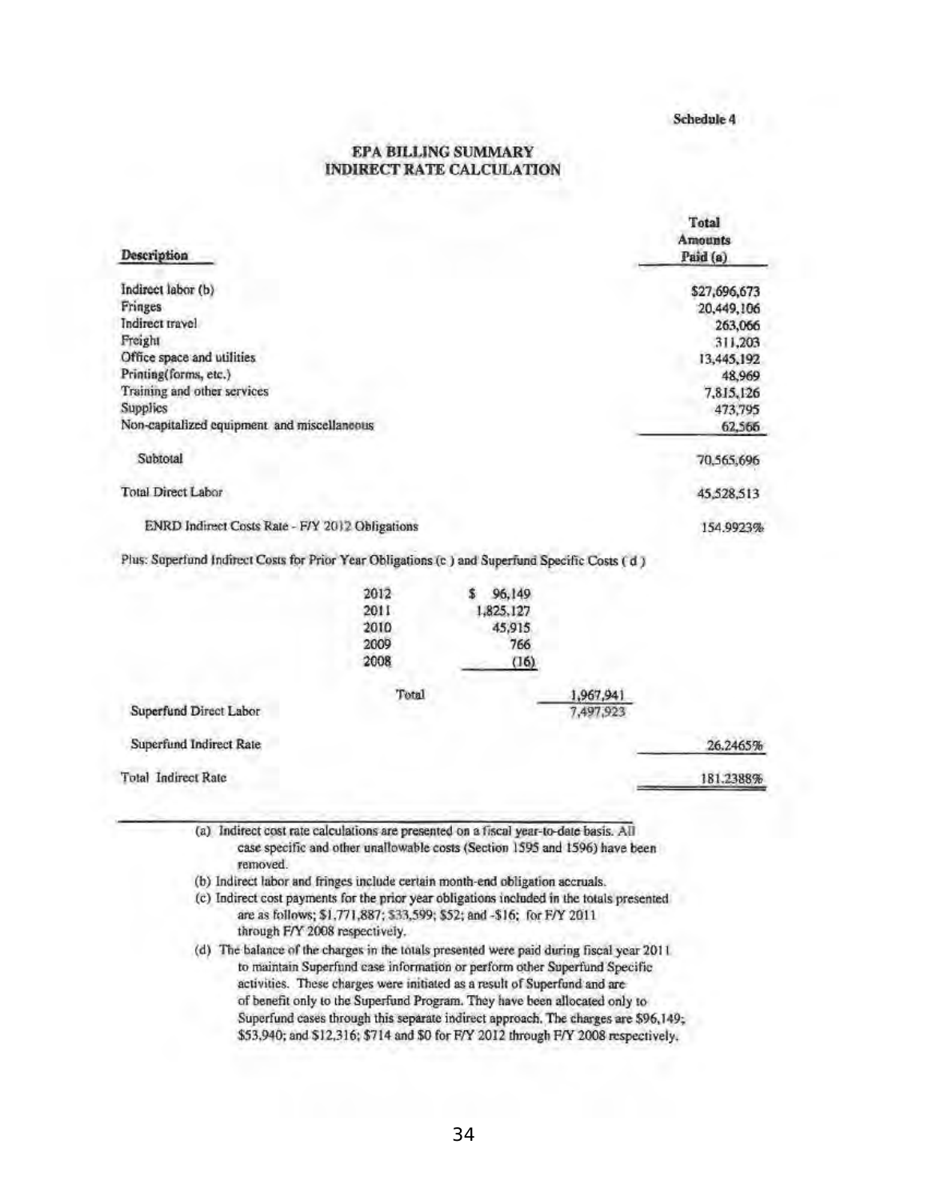Schedule 4

# EPA BILLING SUMMARY
# INDIRECT RATE CALCULATION

| Description | Total Amounts Paid (a) |
|---|---|
| Indirect labor (b) | $27,696,673 |
| Fringes | 20,449,106 |
| Indirect travel | 263,066 |
| Freight | 311,203 |
| Office space and utilities | 13,445,192 |
| Printing(forms, etc.) | 48,969 |
| Training and other services | 7,815,126 |
| Supplies | 473,795 |
| Non-capitalized equipment and miscellaneous | 62,566 |
| Subtotal | 70,565,696 |
| Total Direct Labor | 45,528,513 |
| ENRD Indirect Costs Rate - F/Y 2012 Obligations | 154.9923% |

Plus: Superfund Indirect Costs for Prior Year Obligations (c ) and Superfund Specific Costs ( d )

| | Year | Amount | | |
|---|---|---|---|---|
| | 2012 | $ 96,149 | | |
| | 2011 | 1,825,127 | | |
| | 2010 | 45,915 | | |
| | 2009 | 766 | | |
| | 2008 | (16) | | |
| | Total | | 1,967,941 | |
| Superfund Direct Labor | | | 7,497,923 | |
| Superfund Indirect Rate | | | | 26.2465% |
| Total Indirect Rate | | | | 181.2388% |

(a) Indirect cost rate calculations are presented on a fiscal year-to-date basis. All case specific and other unallowable costs (Section 1595 and 1596) have been removed.

(b) Indirect labor and fringes include certain month-end obligation accruals.

(c) Indirect cost payments for the prior year obligations included in the totals presented are as follows; $1,771,887; $33,599; $52; and -$16; for F/Y 2011 through F/Y 2008 respectively.

(d) The balance of the charges in the totals presented were paid during fiscal year 2011 to maintain Superfund case information or perform other Superfund Specific activities. These charges were initiated as a result of Superfund and are of benefit only to the Superfund Program. They have been allocated only to Superfund cases through this separate indirect approach. The charges are $96,149; $53,940; and $12,316; $714 and $0 for F/Y 2012 through F/Y 2008 respectively.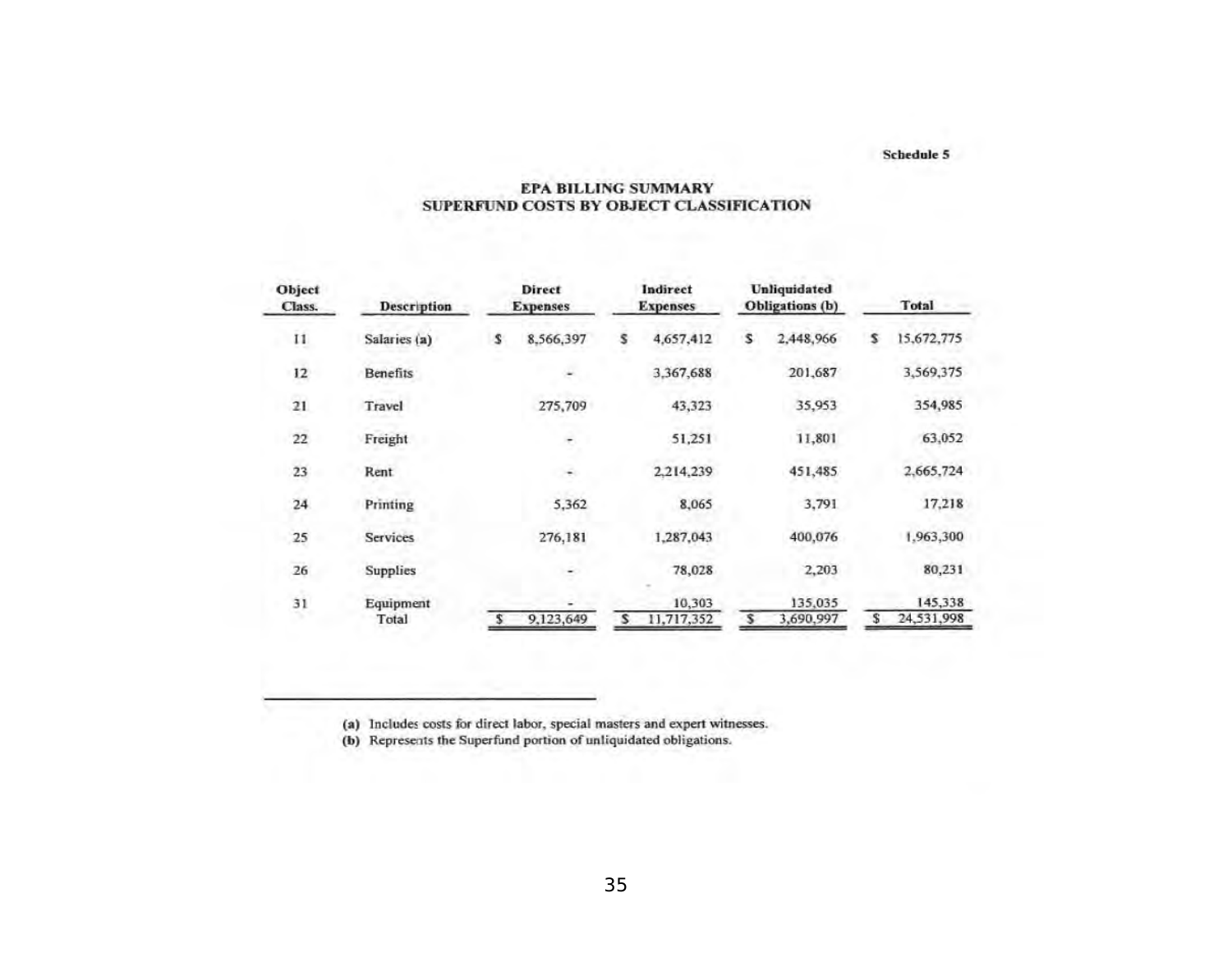Schedule 5

## EPA BILLING SUMMARY
## SUPERFUND COSTS BY OBJECT CLASSIFICATION

| Object Class. | Description | Direct Expenses | Indirect Expenses | Unliquidated Obligations (b) | Total |
|---|---|---|---|---|---|
| 11 | Salaries (a) | $ 8,566,397 | $ 4,657,412 | $ 2,448,966 | $ 15,672,775 |
| 12 | Benefits | - | 3,367,688 | 201,687 | 3,569,375 |
| 21 | Travel | 275,709 | 43,323 | 35,953 | 354,985 |
| 22 | Freight | - | 51,251 | 11,801 | 63,052 |
| 23 | Rent | - | 2,214,239 | 451,485 | 2,665,724 |
| 24 | Printing | 5,362 | 8,065 | 3,791 | 17,218 |
| 25 | Services | 276,181 | 1,287,043 | 400,076 | 1,963,300 |
| 26 | Supplies | - | 78,028 | 2,203 | 80,231 |
| 31 | Equipment | - | 10,303 | 135,035 | 145,338 |
| | Total | $ 9,123,649 | $ 11,717,352 | $ 3,690,997 | $ 24,531,998 |

(a) Includes costs for direct labor, special masters and expert witnesses.
(b) Represents the Superfund portion of unliquidated obligations.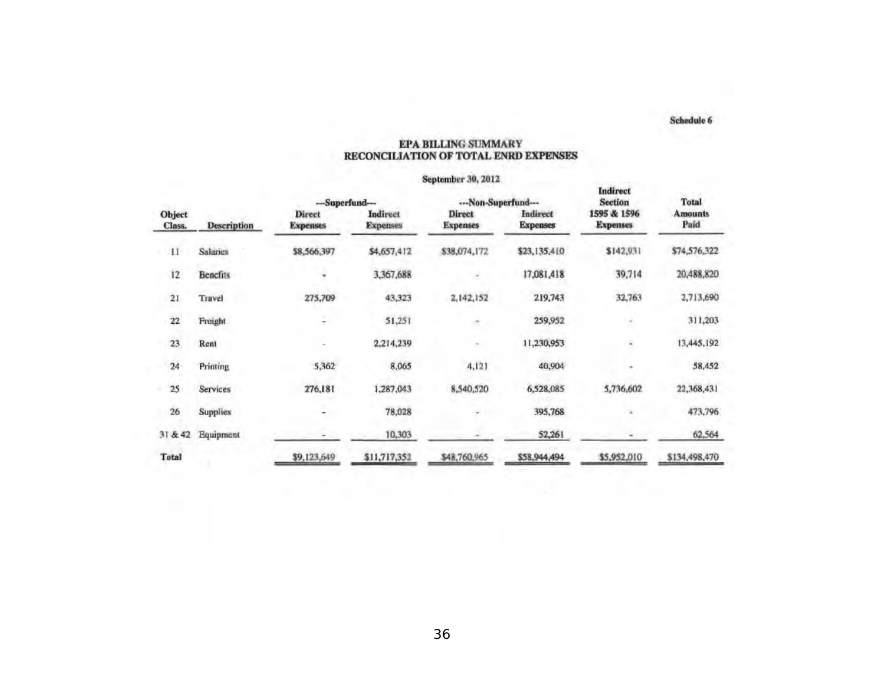Schedule 6

# EPA BILLING SUMMARY
## RECONCILIATION OF TOTAL ENRD EXPENSES

September 30, 2012

| Object Class. | Description | ---Superfund--- | | ---Non-Superfund--- | | Indirect Section 1595 & 1596 Expenses | Total Amounts Paid |
|---|---|---|---|---|---|---|---|
| | | Direct Expenses | Indirect Expenses | Direct Expenses | Indirect Expenses | | |
| 11 | Salaries | $8,566,397 | $4,657,412 | $38,074,172 | $23,135,410 | $142,931 | $74,576,322 |
| 12 | Benefits | - | 3,367,688 | - | 17,081,418 | 39,714 | 20,488,820 |
| 21 | Travel | 275,709 | 43,323 | 2,142,152 | 219,743 | 32,763 | 2,713,690 |
| 22 | Freight | - | 51,251 | - | 259,952 | - | 311,203 |
| 23 | Rent | - | 2,214,239 | - | 11,230,953 | - | 13,445,192 |
| 24 | Printing | 5,362 | 8,065 | 4,121 | 40,904 | - | 58,452 |
| 25 | Services | 276,181 | 1,287,043 | 8,540,520 | 6,528,085 | 5,736,602 | 22,368,431 |
| 26 | Supplies | - | 78,028 | - | 395,768 | - | 473,796 |
| 31 & 42 | Equipment | - | 10,303 | - | 52,261 | - | 62,564 |
| Total | | $9,123,649 | $11,717,352 | $48,760,965 | $58,944,494 | $5,952,010 | $134,498,470 |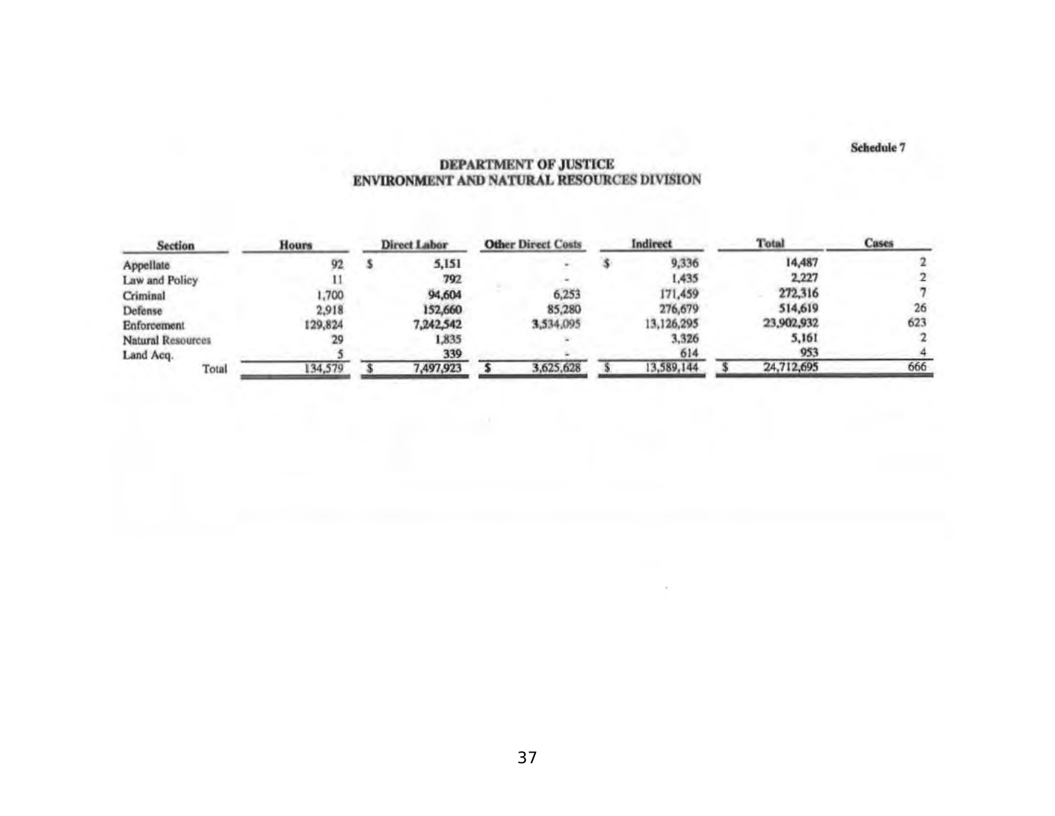Schedule 7

## DEPARTMENT OF JUSTICE
## ENVIRONMENT AND NATURAL RESOURCES DIVISION

| Section | Hours | Direct Labor | Other Direct Costs | Indirect | Total | Cases |
|---|---|---|---|---|---|---|
| Appellate | 92 | $ 5,151 | - | $ 9,336 | 14,487 | 2 |
| Law and Policy | 11 | 792 | - | 1,435 | 2,227 | 2 |
| Criminal | 1,700 | 94,604 | 6,253 | 171,459 | 272,316 | 7 |
| Defense | 2,918 | 152,660 | 85,280 | 276,679 | 514,619 | 26 |
| Enforcement | 129,824 | 7,242,542 | 3,534,095 | 13,126,295 | 23,902,932 | 623 |
| Natural Resources | 29 | 1,835 | - | 3,326 | 5,161 | 2 |
| Land Acq. | 5 | 339 | - | 614 | 953 | 4 |
| Total | 134,579 | $ 7,497,923 | $ 3,625,628 | $ 13,589,144 | $ 24,712,695 | 666 |